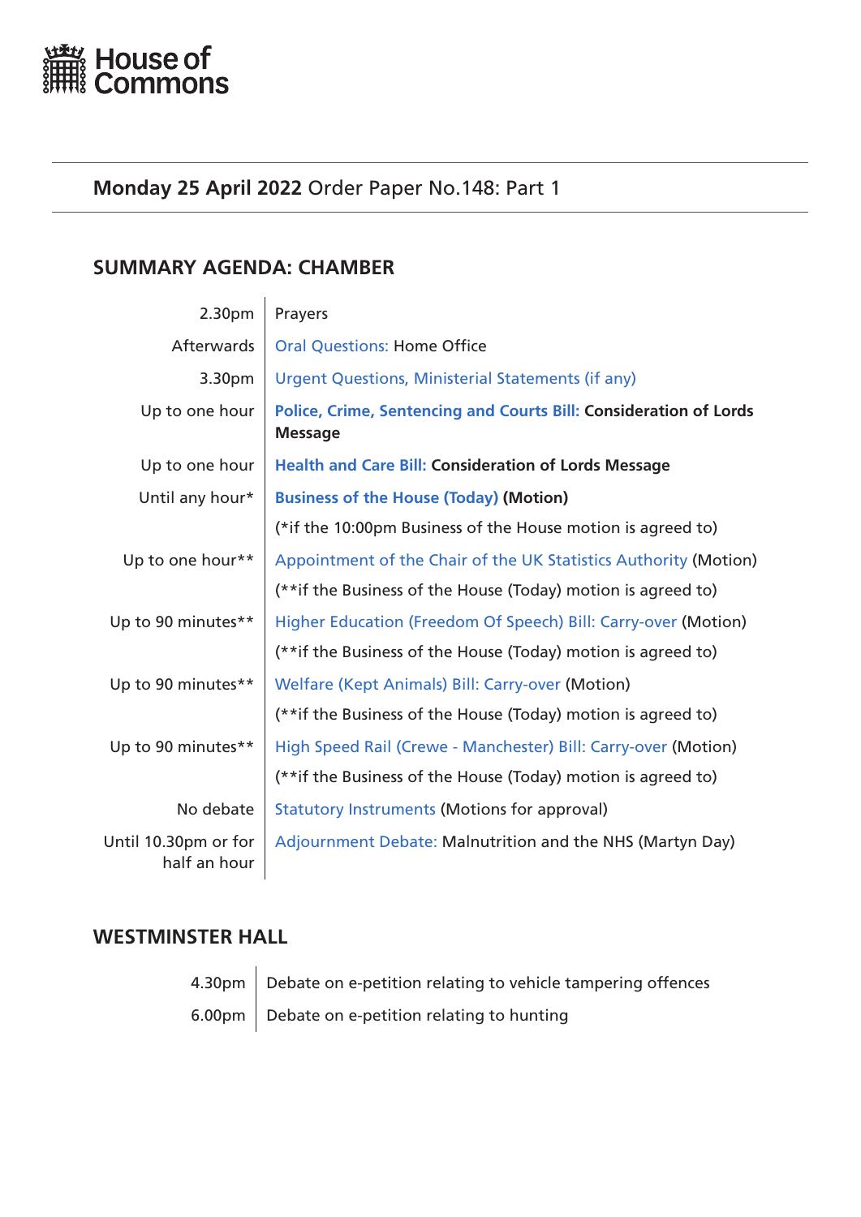House of Commons

## **Monday 25 April 2022** Order Paper No.148: Part 1

## SUMMARY AGENDA: CHAMBER

| | |
|---|---|
| 2.30pm | Prayers |
| Afterwards | Oral Questions: Home Office |
| 3.30pm | Urgent Questions, Ministerial Statements (if any) |
| Up to one hour | **Police, Crime, Sentencing and Courts Bill: Consideration of Lords Message** |
| Up to one hour | **Health and Care Bill: Consideration of Lords Message** |
| Until any hour* | **Business of the House (Today) (Motion)** |
| | (*if the 10:00pm Business of the House motion is agreed to) |
| Up to one hour** | Appointment of the Chair of the UK Statistics Authority (Motion) |
| | (**if the Business of the House (Today) motion is agreed to) |
| Up to 90 minutes** | Higher Education (Freedom Of Speech) Bill: Carry-over (Motion) |
| | (**if the Business of the House (Today) motion is agreed to) |
| Up to 90 minutes** | Welfare (Kept Animals) Bill: Carry-over (Motion) |
| | (**if the Business of the House (Today) motion is agreed to) |
| Up to 90 minutes** | High Speed Rail (Crewe - Manchester) Bill: Carry-over (Motion) |
| | (**if the Business of the House (Today) motion is agreed to) |
| No debate | Statutory Instruments (Motions for approval) |
| Until 10.30pm or for half an hour | Adjournment Debate: Malnutrition and the NHS (Martyn Day) |

## WESTMINSTER HALL

| | |
|---|---|
| 4.30pm | Debate on e-petition relating to vehicle tampering offences |
| 6.00pm | Debate on e-petition relating to hunting |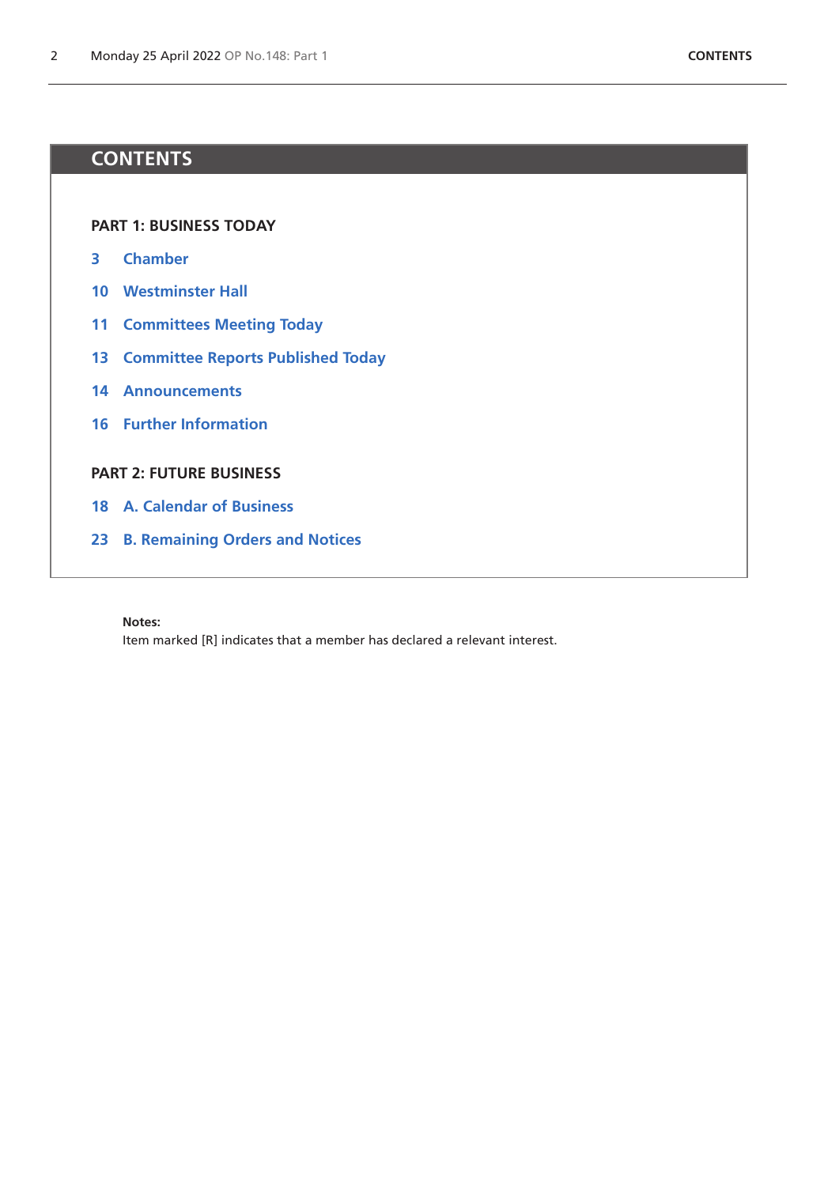# CONTENTS

**PART 1: BUSINESS TODAY**

3 Chamber

10 Westminster Hall

11 Committees Meeting Today

13 Committee Reports Published Today

14 Announcements

16 Further Information

**PART 2: FUTURE BUSINESS**

18 A. Calendar of Business

23 B. Remaining Orders and Notices

**Notes:**

Item marked [R] indicates that a member has declared a relevant interest.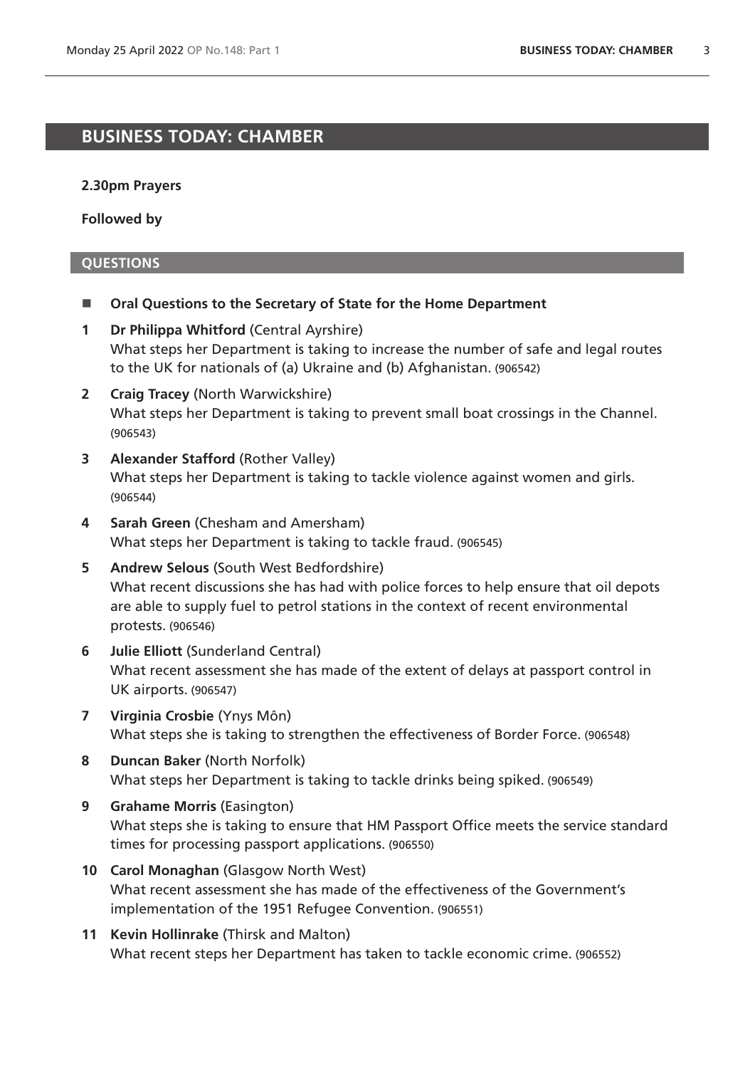# BUSINESS TODAY: CHAMBER

**2.30pm Prayers**

**Followed by**

## QUESTIONS

- **Oral Questions to the Secretary of State for the Home Department**

**1** **Dr Philippa Whitford** (Central Ayrshire)
What steps her Department is taking to increase the number of safe and legal routes to the UK for nationals of (a) Ukraine and (b) Afghanistan. (906542)

**2** **Craig Tracey** (North Warwickshire)
What steps her Department is taking to prevent small boat crossings in the Channel. (906543)

**3** **Alexander Stafford** (Rother Valley)
What steps her Department is taking to tackle violence against women and girls. (906544)

**4** **Sarah Green** (Chesham and Amersham)
What steps her Department is taking to tackle fraud. (906545)

**5** **Andrew Selous** (South West Bedfordshire)
What recent discussions she has had with police forces to help ensure that oil depots are able to supply fuel to petrol stations in the context of recent environmental protests. (906546)

**6** **Julie Elliott** (Sunderland Central)
What recent assessment she has made of the extent of delays at passport control in UK airports. (906547)

**7** **Virginia Crosbie** (Ynys Môn)
What steps she is taking to strengthen the effectiveness of Border Force. (906548)

**8** **Duncan Baker** (North Norfolk)
What steps her Department is taking to tackle drinks being spiked. (906549)

**9** **Grahame Morris** (Easington)
What steps she is taking to ensure that HM Passport Office meets the service standard times for processing passport applications. (906550)

**10** **Carol Monaghan** (Glasgow North West)
What recent assessment she has made of the effectiveness of the Government's implementation of the 1951 Refugee Convention. (906551)

**11** **Kevin Hollinrake** (Thirsk and Malton)
What recent steps her Department has taken to tackle economic crime. (906552)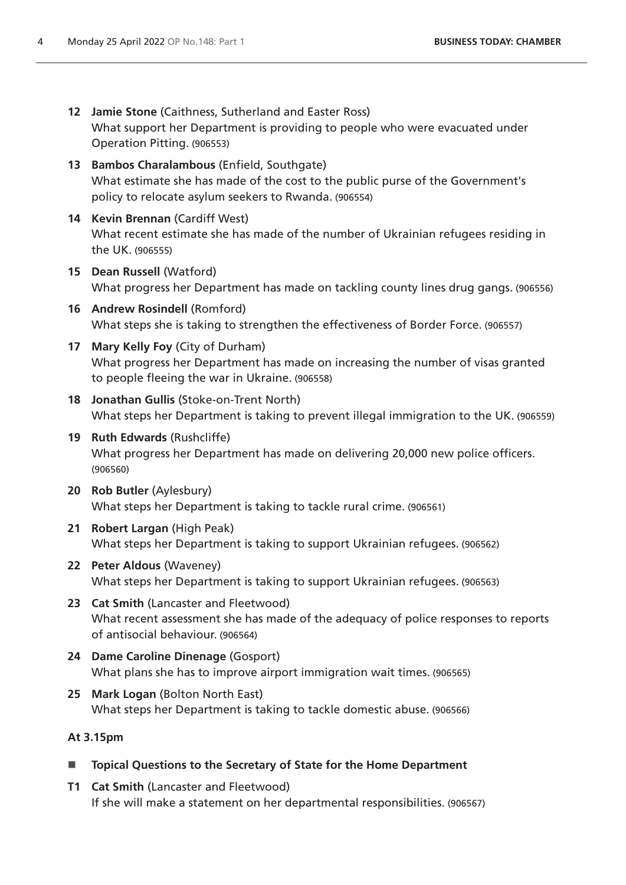**12** **Jamie Stone** (Caithness, Sutherland and Easter Ross)
What support her Department is providing to people who were evacuated under Operation Pitting. (906553)

**13** **Bambos Charalambous** (Enfield, Southgate)
What estimate she has made of the cost to the public purse of the Government's policy to relocate asylum seekers to Rwanda. (906554)

**14** **Kevin Brennan** (Cardiff West)
What recent estimate she has made of the number of Ukrainian refugees residing in the UK. (906555)

**15** **Dean Russell** (Watford)
What progress her Department has made on tackling county lines drug gangs. (906556)

**16** **Andrew Rosindell** (Romford)
What steps she is taking to strengthen the effectiveness of Border Force. (906557)

**17** **Mary Kelly Foy** (City of Durham)
What progress her Department has made on increasing the number of visas granted to people fleeing the war in Ukraine. (906558)

**18** **Jonathan Gullis** (Stoke-on-Trent North)
What steps her Department is taking to prevent illegal immigration to the UK. (906559)

**19** **Ruth Edwards** (Rushcliffe)
What progress her Department has made on delivering 20,000 new police officers. (906560)

**20** **Rob Butler** (Aylesbury)
What steps her Department is taking to tackle rural crime. (906561)

**21** **Robert Largan** (High Peak)
What steps her Department is taking to support Ukrainian refugees. (906562)

**22** **Peter Aldous** (Waveney)
What steps her Department is taking to support Ukrainian refugees. (906563)

**23** **Cat Smith** (Lancaster and Fleetwood)
What recent assessment she has made of the adequacy of police responses to reports of antisocial behaviour. (906564)

**24** **Dame Caroline Dinenage** (Gosport)
What plans she has to improve airport immigration wait times. (906565)

**25** **Mark Logan** (Bolton North East)
What steps her Department is taking to tackle domestic abuse. (906566)

**At 3.15pm**

- **Topical Questions to the Secretary of State for the Home Department**

**T1** **Cat Smith** (Lancaster and Fleetwood)
If she will make a statement on her departmental responsibilities. (906567)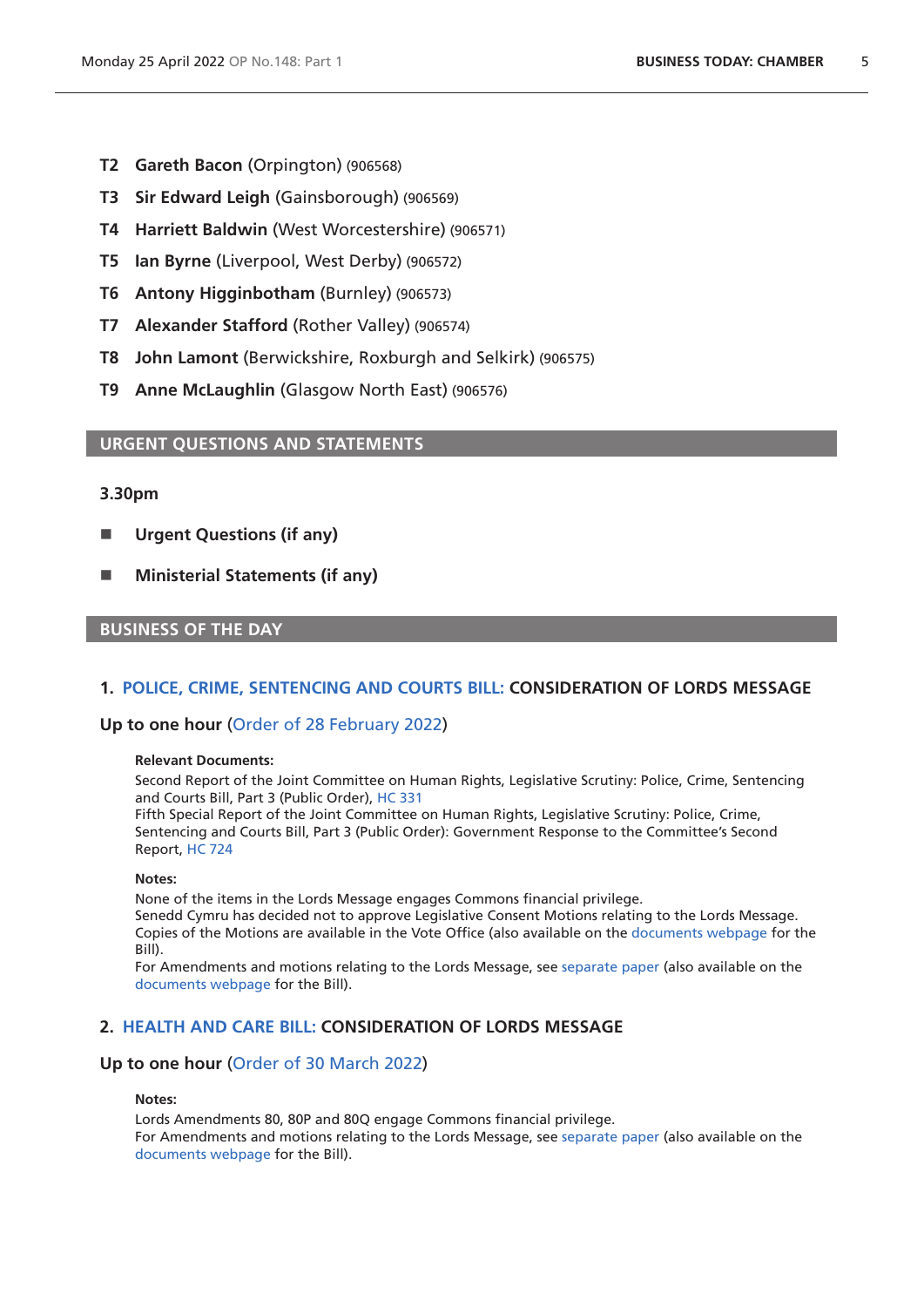**T2** **Gareth Bacon** (Orpington) (906568)

**T3** **Sir Edward Leigh** (Gainsborough) (906569)

**T4** **Harriett Baldwin** (West Worcestershire) (906571)

**T5** **Ian Byrne** (Liverpool, West Derby) (906572)

**T6** **Antony Higginbotham** (Burnley) (906573)

**T7** **Alexander Stafford** (Rother Valley) (906574)

**T8** **John Lamont** (Berwickshire, Roxburgh and Selkirk) (906575)

**T9** **Anne McLaughlin** (Glasgow North East) (906576)

## URGENT QUESTIONS AND STATEMENTS

**3.30pm**

- **Urgent Questions (if any)**
- **Ministerial Statements (if any)**

## BUSINESS OF THE DAY

### 1. POLICE, CRIME, SENTENCING AND COURTS BILL: CONSIDERATION OF LORDS MESSAGE

**Up to one hour** (Order of 28 February 2022)

**Relevant Documents:**

Second Report of the Joint Committee on Human Rights, Legislative Scrutiny: Police, Crime, Sentencing and Courts Bill, Part 3 (Public Order), HC 331

Fifth Special Report of the Joint Committee on Human Rights, Legislative Scrutiny: Police, Crime, Sentencing and Courts Bill, Part 3 (Public Order): Government Response to the Committee's Second Report, HC 724

**Notes:**

None of the items in the Lords Message engages Commons financial privilege.

Senedd Cymru has decided not to approve Legislative Consent Motions relating to the Lords Message. Copies of the Motions are available in the Vote Office (also available on the documents webpage for the Bill).

For Amendments and motions relating to the Lords Message, see separate paper (also available on the documents webpage for the Bill).

### 2. HEALTH AND CARE BILL: CONSIDERATION OF LORDS MESSAGE

**Up to one hour** (Order of 30 March 2022)

**Notes:**

Lords Amendments 80, 80P and 80Q engage Commons financial privilege.

For Amendments and motions relating to the Lords Message, see separate paper (also available on the documents webpage for the Bill).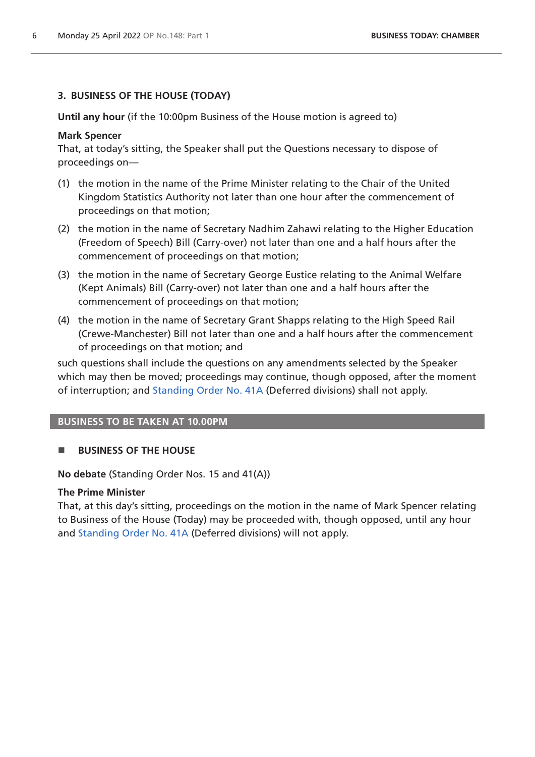### 3. BUSINESS OF THE HOUSE (TODAY)

**Until any hour** (if the 10:00pm Business of the House motion is agreed to)

**Mark Spencer**
That, at today's sitting, the Speaker shall put the Questions necessary to dispose of proceedings on—

(1) the motion in the name of the Prime Minister relating to the Chair of the United Kingdom Statistics Authority not later than one hour after the commencement of proceedings on that motion;

(2) the motion in the name of Secretary Nadhim Zahawi relating to the Higher Education (Freedom of Speech) Bill (Carry-over) not later than one and a half hours after the commencement of proceedings on that motion;

(3) the motion in the name of Secretary George Eustice relating to the Animal Welfare (Kept Animals) Bill (Carry-over) not later than one and a half hours after the commencement of proceedings on that motion;

(4) the motion in the name of Secretary Grant Shapps relating to the High Speed Rail (Crewe-Manchester) Bill not later than one and a half hours after the commencement of proceedings on that motion; and

such questions shall include the questions on any amendments selected by the Speaker which may then be moved; proceedings may continue, though opposed, after the moment of interruption; and Standing Order No. 41A (Deferred divisions) shall not apply.

## BUSINESS TO BE TAKEN AT 10.00PM

### ■ BUSINESS OF THE HOUSE

**No debate** (Standing Order Nos. 15 and 41(A))

**The Prime Minister**
That, at this day's sitting, proceedings on the motion in the name of Mark Spencer relating to Business of the House (Today) may be proceeded with, though opposed, until any hour and Standing Order No. 41A (Deferred divisions) will not apply.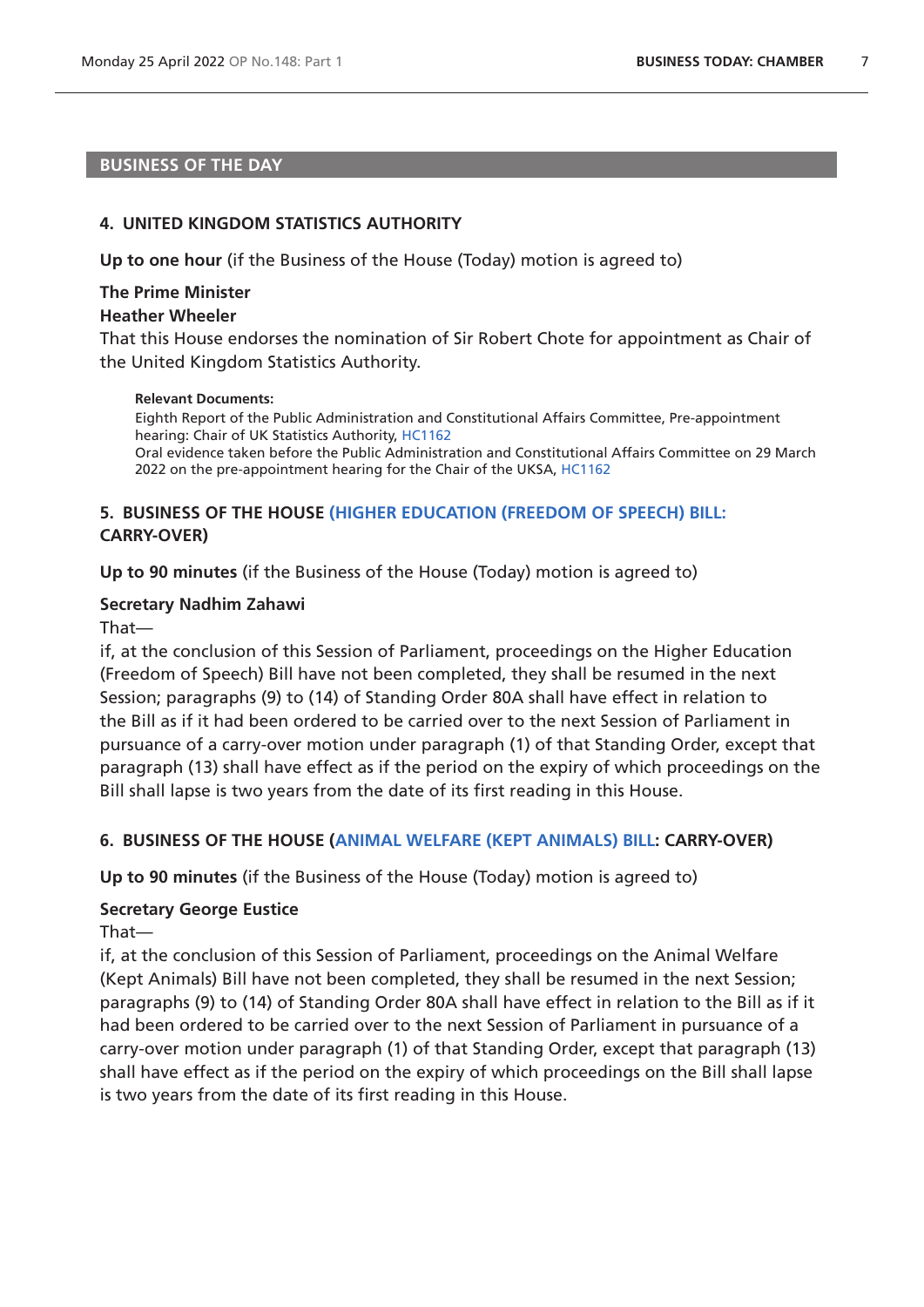## BUSINESS OF THE DAY

### 4. UNITED KINGDOM STATISTICS AUTHORITY

**Up to one hour** (if the Business of the House (Today) motion is agreed to)

**The Prime Minister**
**Heather Wheeler**
That this House endorses the nomination of Sir Robert Chote for appointment as Chair of the United Kingdom Statistics Authority.

**Relevant Documents:**
Eighth Report of the Public Administration and Constitutional Affairs Committee, Pre-appointment hearing: Chair of UK Statistics Authority, HC1162
Oral evidence taken before the Public Administration and Constitutional Affairs Committee on 29 March 2022 on the pre-appointment hearing for the Chair of the UKSA, HC1162

### 5. BUSINESS OF THE HOUSE (HIGHER EDUCATION (FREEDOM OF SPEECH) BILL: CARRY-OVER)

**Up to 90 minutes** (if the Business of the House (Today) motion is agreed to)

**Secretary Nadhim Zahawi**
That—
if, at the conclusion of this Session of Parliament, proceedings on the Higher Education (Freedom of Speech) Bill have not been completed, they shall be resumed in the next Session; paragraphs (9) to (14) of Standing Order 80A shall have effect in relation to the Bill as if it had been ordered to be carried over to the next Session of Parliament in pursuance of a carry-over motion under paragraph (1) of that Standing Order, except that paragraph (13) shall have effect as if the period on the expiry of which proceedings on the Bill shall lapse is two years from the date of its first reading in this House.

### 6. BUSINESS OF THE HOUSE (ANIMAL WELFARE (KEPT ANIMALS) BILL: CARRY-OVER)

**Up to 90 minutes** (if the Business of the House (Today) motion is agreed to)

**Secretary George Eustice**
That—
if, at the conclusion of this Session of Parliament, proceedings on the Animal Welfare (Kept Animals) Bill have not been completed, they shall be resumed in the next Session; paragraphs (9) to (14) of Standing Order 80A shall have effect in relation to the Bill as if it had been ordered to be carried over to the next Session of Parliament in pursuance of a carry-over motion under paragraph (1) of that Standing Order, except that paragraph (13) shall have effect as if the period on the expiry of which proceedings on the Bill shall lapse is two years from the date of its first reading in this House.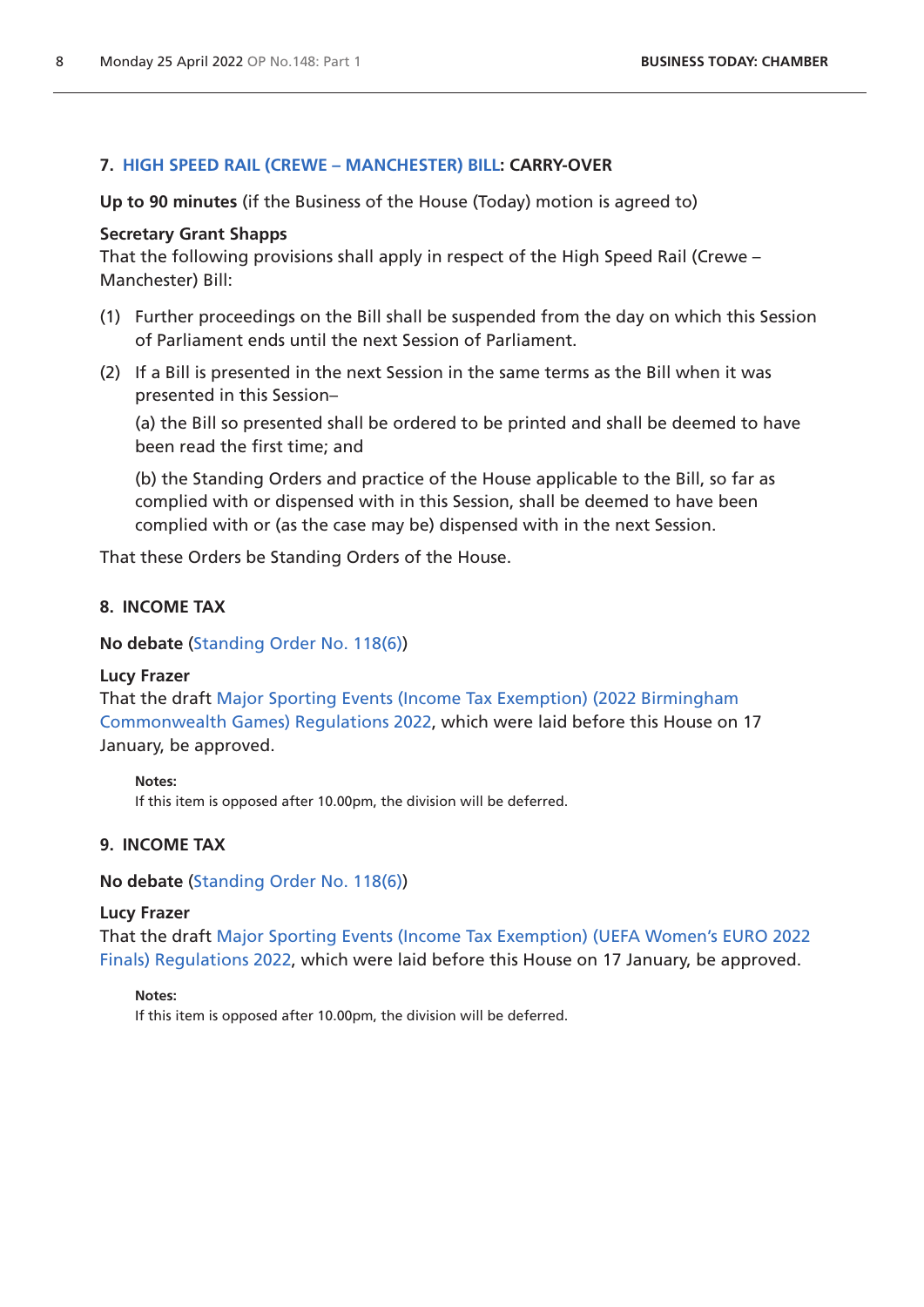### 7. HIGH SPEED RAIL (CREWE – MANCHESTER) BILL: CARRY-OVER

**Up to 90 minutes** (if the Business of the House (Today) motion is agreed to)

**Secretary Grant Shapps**
That the following provisions shall apply in respect of the High Speed Rail (Crewe – Manchester) Bill:

(1) Further proceedings on the Bill shall be suspended from the day on which this Session of Parliament ends until the next Session of Parliament.

(2) If a Bill is presented in the next Session in the same terms as the Bill when it was presented in this Session–

(a) the Bill so presented shall be ordered to be printed and shall be deemed to have been read the first time; and

(b) the Standing Orders and practice of the House applicable to the Bill, so far as complied with or dispensed with in this Session, shall be deemed to have been complied with or (as the case may be) dispensed with in the next Session.

That these Orders be Standing Orders of the House.

### 8. INCOME TAX

**No debate** (Standing Order No. 118(6))

**Lucy Frazer**
That the draft Major Sporting Events (Income Tax Exemption) (2022 Birmingham Commonwealth Games) Regulations 2022, which were laid before this House on 17 January, be approved.

**Notes:**
If this item is opposed after 10.00pm, the division will be deferred.

### 9. INCOME TAX

**No debate** (Standing Order No. 118(6))

**Lucy Frazer**
That the draft Major Sporting Events (Income Tax Exemption) (UEFA Women's EURO 2022 Finals) Regulations 2022, which were laid before this House on 17 January, be approved.

**Notes:**
If this item is opposed after 10.00pm, the division will be deferred.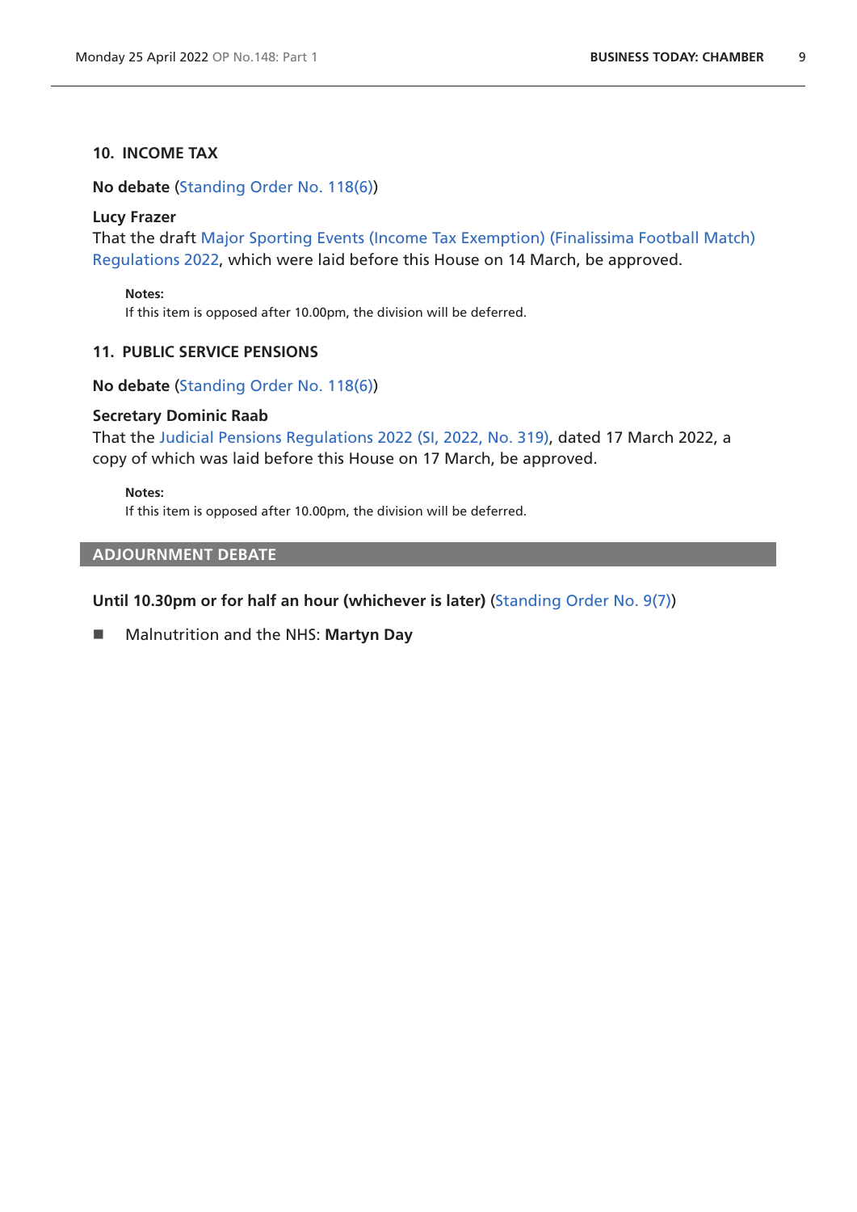### 10. INCOME TAX

**No debate** (Standing Order No. 118(6))

**Lucy Frazer**
That the draft Major Sporting Events (Income Tax Exemption) (Finalissima Football Match) Regulations 2022, which were laid before this House on 14 March, be approved.

> **Notes:**
> If this item is opposed after 10.00pm, the division will be deferred.

### 11. PUBLIC SERVICE PENSIONS

**No debate** (Standing Order No. 118(6))

**Secretary Dominic Raab**
That the Judicial Pensions Regulations 2022 (SI, 2022, No. 319), dated 17 March 2022, a copy of which was laid before this House on 17 March, be approved.

> **Notes:**
> If this item is opposed after 10.00pm, the division will be deferred.

## ADJOURNMENT DEBATE

**Until 10.30pm or for half an hour (whichever is later)** (Standing Order No. 9(7))

- Malnutrition and the NHS: **Martyn Day**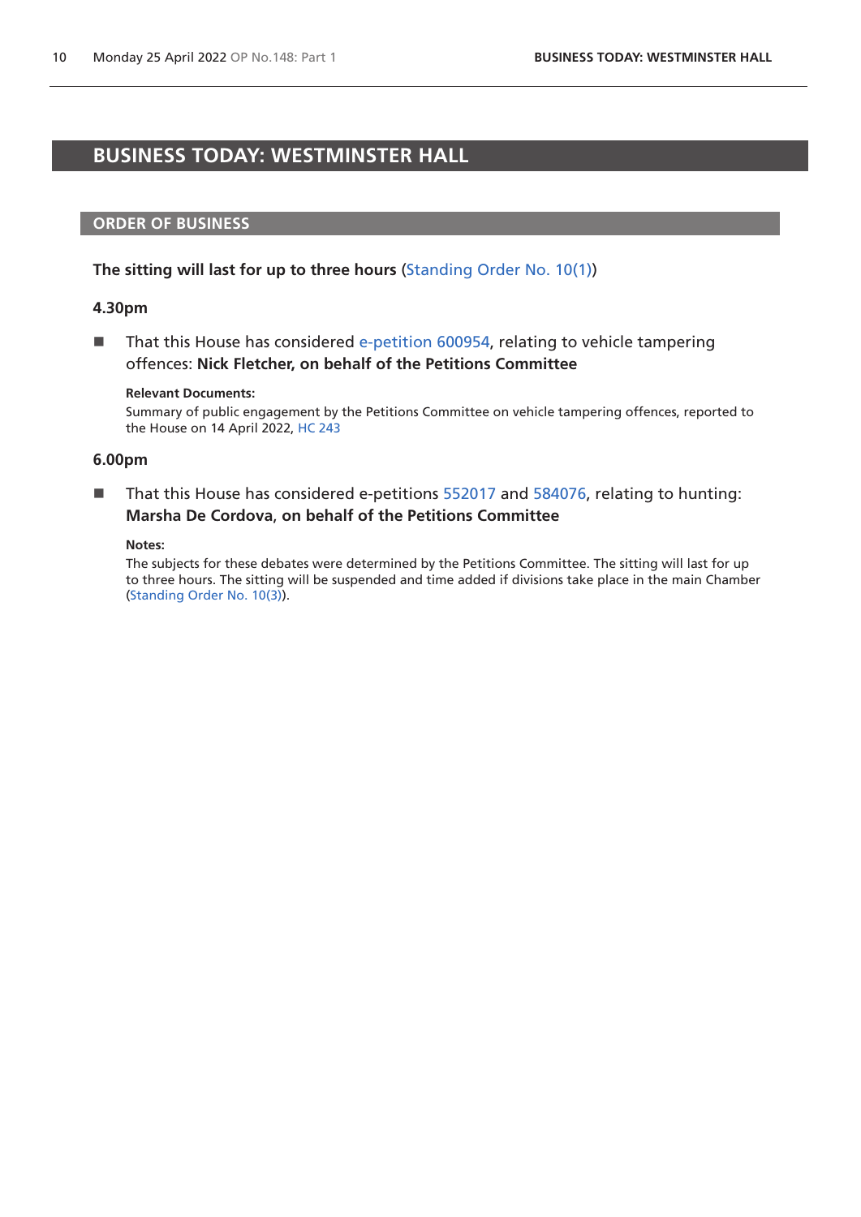# BUSINESS TODAY: WESTMINSTER HALL

## ORDER OF BUSINESS

**The sitting will last for up to three hours** (Standing Order No. 10(1))

### 4.30pm

- That this House has considered e-petition 600954, relating to vehicle tampering offences: **Nick Fletcher, on behalf of the Petitions Committee**

  **Relevant Documents:**
  Summary of public engagement by the Petitions Committee on vehicle tampering offences, reported to the House on 14 April 2022, HC 243

### 6.00pm

- That this House has considered e-petitions 552017 and 584076, relating to hunting: **Marsha De Cordova, on behalf of the Petitions Committee**

  **Notes:**
  The subjects for these debates were determined by the Petitions Committee. The sitting will last for up to three hours. The sitting will be suspended and time added if divisions take place in the main Chamber (Standing Order No. 10(3)).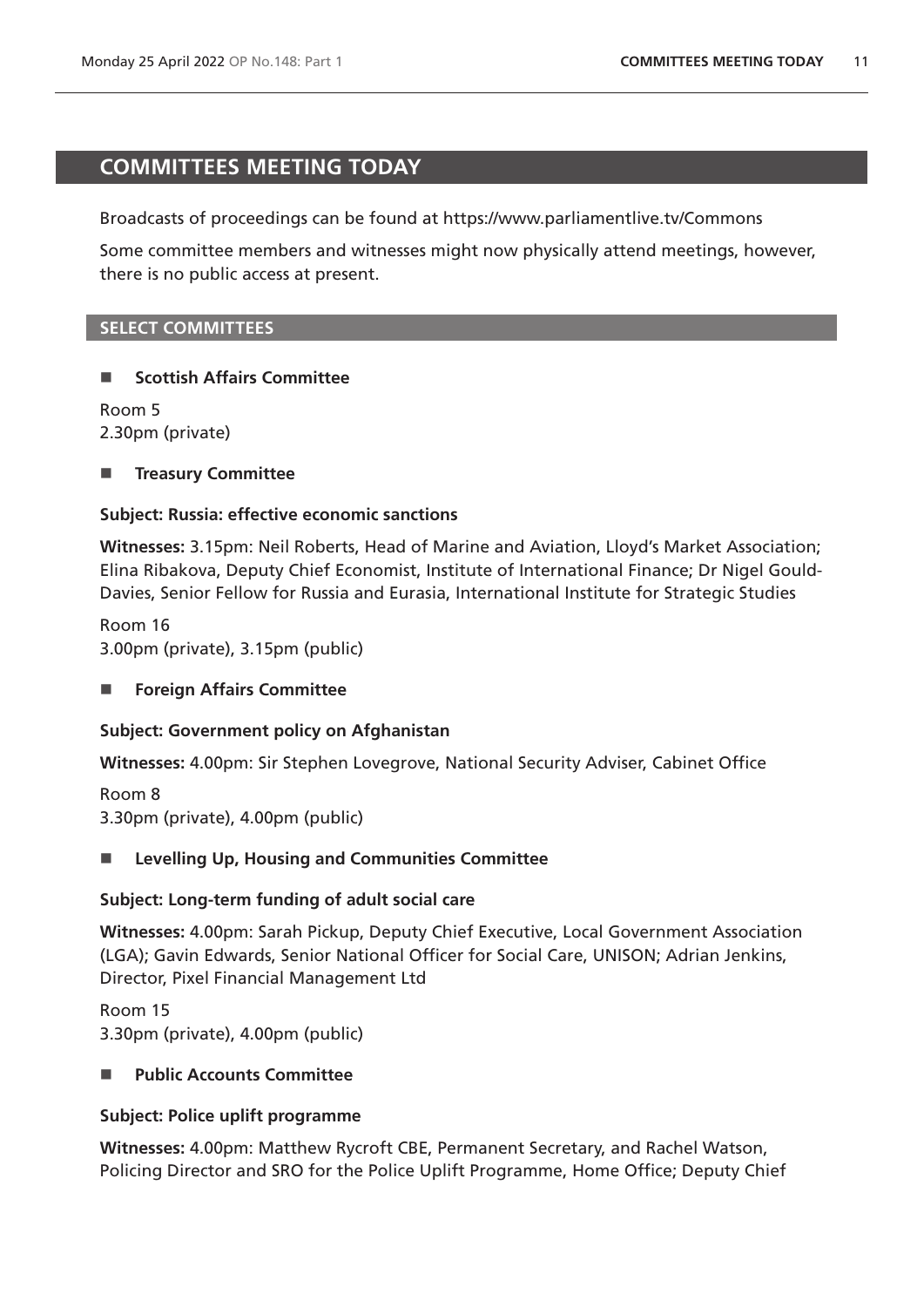# COMMITTEES MEETING TODAY

Broadcasts of proceedings can be found at https://www.parliamentlive.tv/Commons

Some committee members and witnesses might now physically attend meetings, however, there is no public access at present.

## SELECT COMMITTEES

- **Scottish Affairs Committee**

Room 5
2.30pm (private)

- **Treasury Committee**

**Subject: Russia: effective economic sanctions**

**Witnesses:** 3.15pm: Neil Roberts, Head of Marine and Aviation, Lloyd's Market Association; Elina Ribakova, Deputy Chief Economist, Institute of International Finance; Dr Nigel Gould-Davies, Senior Fellow for Russia and Eurasia, International Institute for Strategic Studies

Room 16
3.00pm (private), 3.15pm (public)

- **Foreign Affairs Committee**

**Subject: Government policy on Afghanistan**

**Witnesses:** 4.00pm: Sir Stephen Lovegrove, National Security Adviser, Cabinet Office

Room 8
3.30pm (private), 4.00pm (public)

- **Levelling Up, Housing and Communities Committee**

**Subject: Long-term funding of adult social care**

**Witnesses:** 4.00pm: Sarah Pickup, Deputy Chief Executive, Local Government Association (LGA); Gavin Edwards, Senior National Officer for Social Care, UNISON; Adrian Jenkins, Director, Pixel Financial Management Ltd

Room 15
3.30pm (private), 4.00pm (public)

- **Public Accounts Committee**

**Subject: Police uplift programme**

**Witnesses:** 4.00pm: Matthew Rycroft CBE, Permanent Secretary, and Rachel Watson, Policing Director and SRO for the Police Uplift Programme, Home Office; Deputy Chief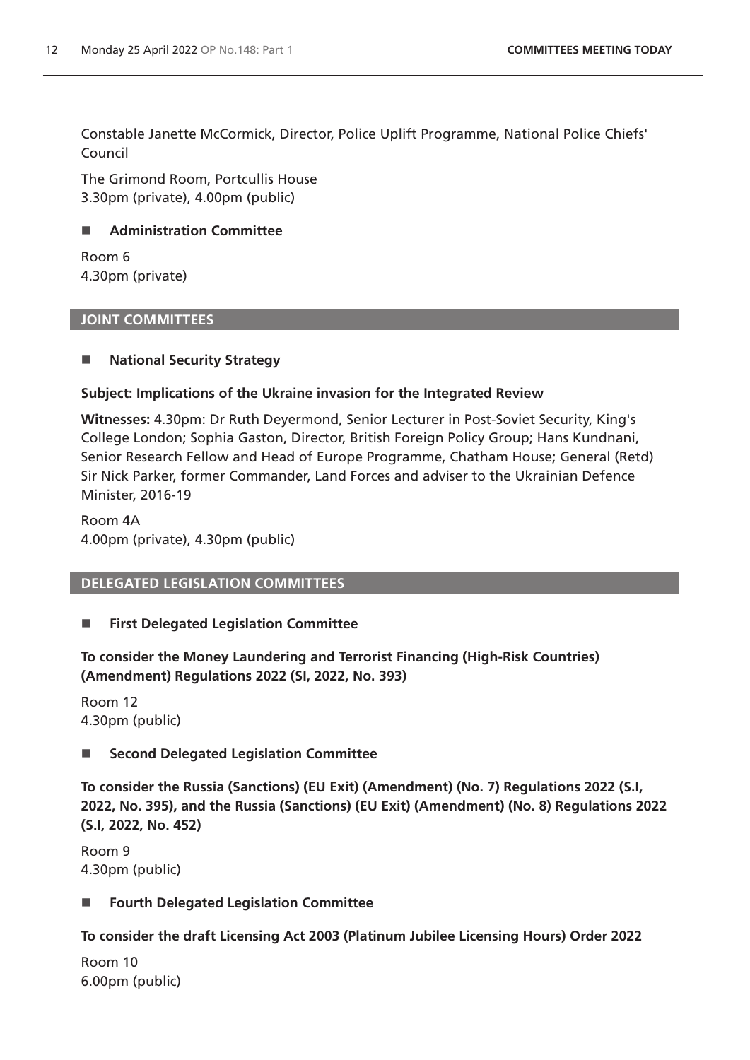Constable Janette McCormick, Director, Police Uplift Programme, National Police Chiefs' Council

The Grimond Room, Portcullis House
3.30pm (private), 4.00pm (public)

- **Administration Committee**

Room 6
4.30pm (private)

## JOINT COMMITTEES

- **National Security Strategy**

**Subject: Implications of the Ukraine invasion for the Integrated Review**

**Witnesses:** 4.30pm: Dr Ruth Deyermond, Senior Lecturer in Post-Soviet Security, King's College London; Sophia Gaston, Director, British Foreign Policy Group; Hans Kundnani, Senior Research Fellow and Head of Europe Programme, Chatham House; General (Retd) Sir Nick Parker, former Commander, Land Forces and adviser to the Ukrainian Defence Minister, 2016-19

Room 4A
4.00pm (private), 4.30pm (public)

## DELEGATED LEGISLATION COMMITTEES

- **First Delegated Legislation Committee**

**To consider the Money Laundering and Terrorist Financing (High-Risk Countries) (Amendment) Regulations 2022 (SI, 2022, No. 393)**

Room 12
4.30pm (public)

- **Second Delegated Legislation Committee**

**To consider the Russia (Sanctions) (EU Exit) (Amendment) (No. 7) Regulations 2022 (S.I, 2022, No. 395), and the Russia (Sanctions) (EU Exit) (Amendment) (No. 8) Regulations 2022 (S.I, 2022, No. 452)**

Room 9
4.30pm (public)

- **Fourth Delegated Legislation Committee**

**To consider the draft Licensing Act 2003 (Platinum Jubilee Licensing Hours) Order 2022**

Room 10
6.00pm (public)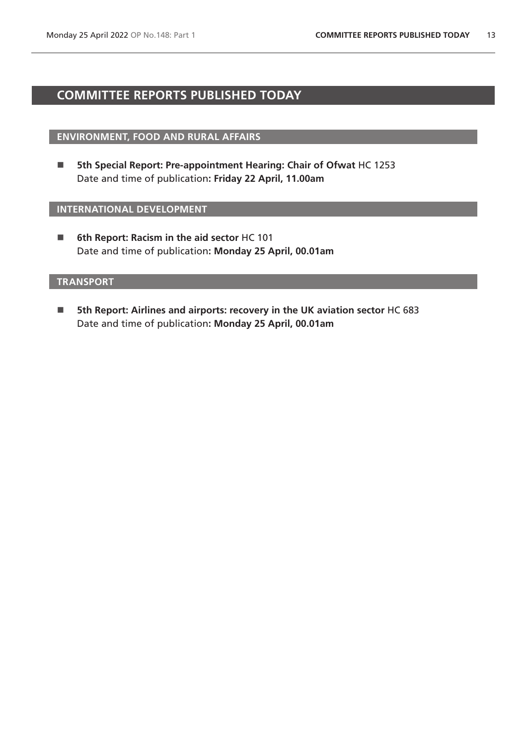# COMMITTEE REPORTS PUBLISHED TODAY

## ENVIRONMENT, FOOD AND RURAL AFFAIRS

- **5th Special Report: Pre-appointment Hearing: Chair of Ofwat** HC 1253
  Date and time of publication**: Friday 22 April, 11.00am**

## INTERNATIONAL DEVELOPMENT

- **6th Report: Racism in the aid sector** HC 101
  Date and time of publication**: Monday 25 April, 00.01am**

## TRANSPORT

- **5th Report: Airlines and airports: recovery in the UK aviation sector** HC 683
  Date and time of publication**: Monday 25 April, 00.01am**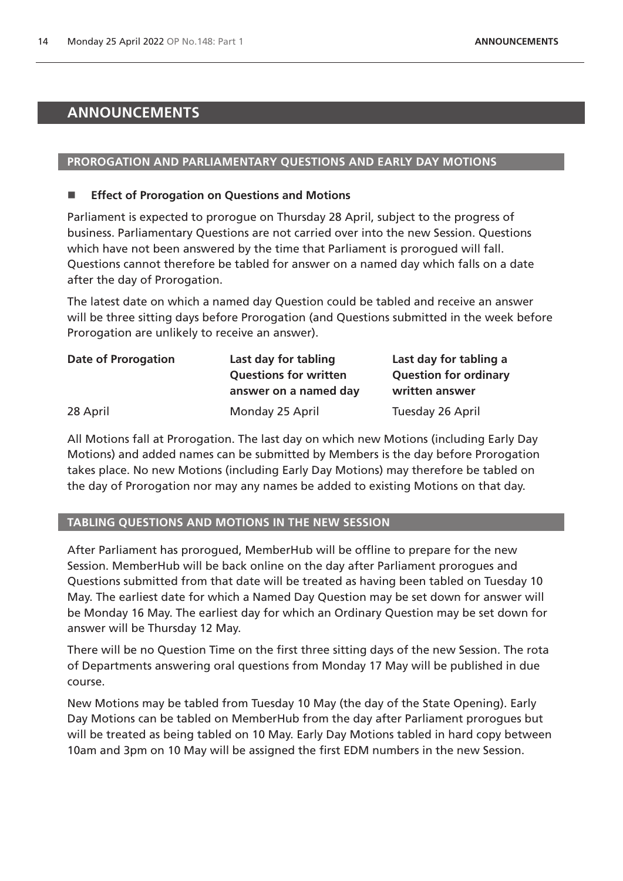# ANNOUNCEMENTS

## PROROGATION AND PARLIAMENTARY QUESTIONS AND EARLY DAY MOTIONS

### Effect of Prorogation on Questions and Motions

Parliament is expected to prorogue on Thursday 28 April, subject to the progress of business. Parliamentary Questions are not carried over into the new Session. Questions which have not been answered by the time that Parliament is prorogued will fall. Questions cannot therefore be tabled for answer on a named day which falls on a date after the day of Prorogation.

The latest date on which a named day Question could be tabled and receive an answer will be three sitting days before Prorogation (and Questions submitted in the week before Prorogation are unlikely to receive an answer).

| Date of Prorogation | Last day for tabling Questions for written answer on a named day | Last day for tabling a Question for ordinary written answer |
| --- | --- | --- |
| 28 April | Monday 25 April | Tuesday 26 April |

All Motions fall at Prorogation. The last day on which new Motions (including Early Day Motions) and added names can be submitted by Members is the day before Prorogation takes place. No new Motions (including Early Day Motions) may therefore be tabled on the day of Prorogation nor may any names be added to existing Motions on that day.

## TABLING QUESTIONS AND MOTIONS IN THE NEW SESSION

After Parliament has prorogued, MemberHub will be offline to prepare for the new Session. MemberHub will be back online on the day after Parliament prorogues and Questions submitted from that date will be treated as having been tabled on Tuesday 10 May. The earliest date for which a Named Day Question may be set down for answer will be Monday 16 May. The earliest day for which an Ordinary Question may be set down for answer will be Thursday 12 May.

There will be no Question Time on the first three sitting days of the new Session. The rota of Departments answering oral questions from Monday 17 May will be published in due course.

New Motions may be tabled from Tuesday 10 May (the day of the State Opening). Early Day Motions can be tabled on MemberHub from the day after Parliament prorogues but will be treated as being tabled on 10 May. Early Day Motions tabled in hard copy between 10am and 3pm on 10 May will be assigned the first EDM numbers in the new Session.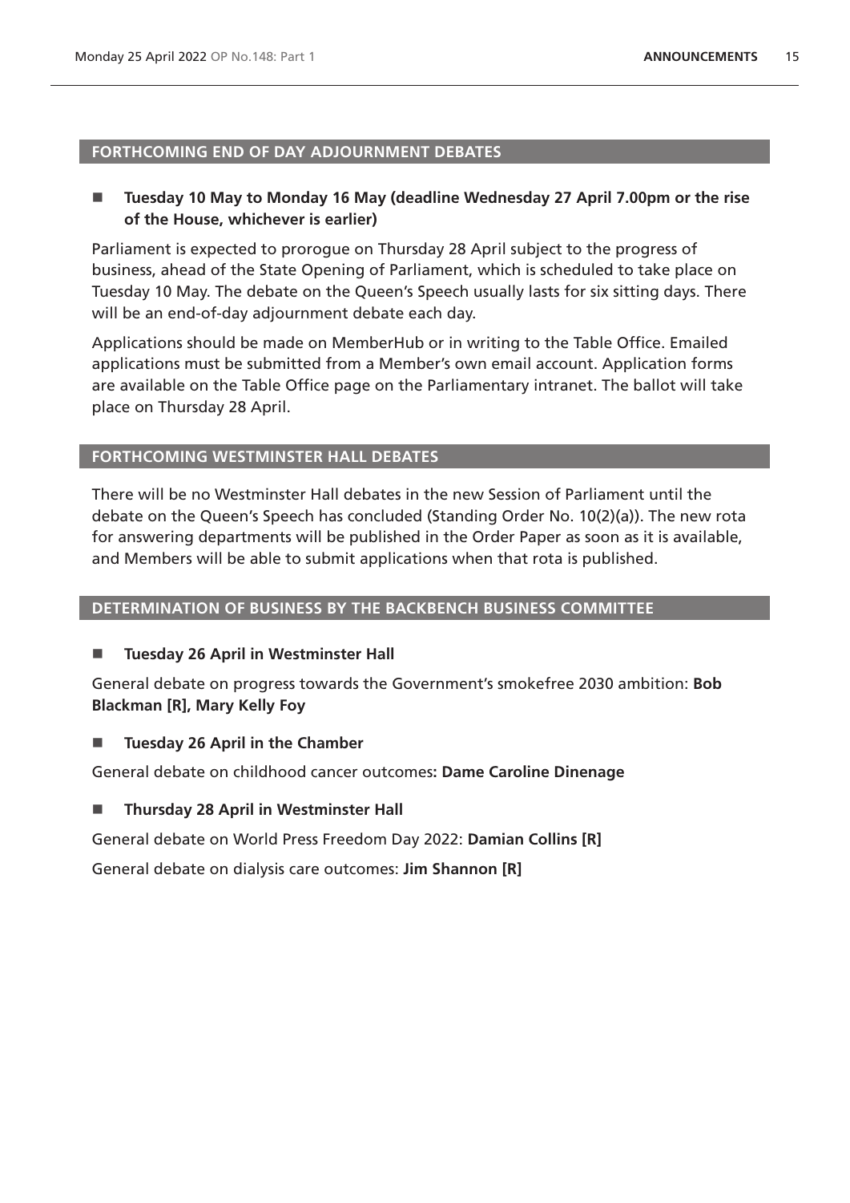## FORTHCOMING END OF DAY ADJOURNMENT DEBATES

- **Tuesday 10 May to Monday 16 May (deadline Wednesday 27 April 7.00pm or the rise of the House, whichever is earlier)**

Parliament is expected to prorogue on Thursday 28 April subject to the progress of business, ahead of the State Opening of Parliament, which is scheduled to take place on Tuesday 10 May. The debate on the Queen's Speech usually lasts for six sitting days. There will be an end-of-day adjournment debate each day.

Applications should be made on MemberHub or in writing to the Table Office. Emailed applications must be submitted from a Member's own email account. Application forms are available on the Table Office page on the Parliamentary intranet. The ballot will take place on Thursday 28 April.

## FORTHCOMING WESTMINSTER HALL DEBATES

There will be no Westminster Hall debates in the new Session of Parliament until the debate on the Queen's Speech has concluded (Standing Order No. 10(2)(a)). The new rota for answering departments will be published in the Order Paper as soon as it is available, and Members will be able to submit applications when that rota is published.

## DETERMINATION OF BUSINESS BY THE BACKBENCH BUSINESS COMMITTEE

- **Tuesday 26 April in Westminster Hall**

General debate on progress towards the Government's smokefree 2030 ambition: **Bob Blackman [R], Mary Kelly Foy**

- **Tuesday 26 April in the Chamber**

General debate on childhood cancer outcomes**: Dame Caroline Dinenage**

- **Thursday 28 April in Westminster Hall**

General debate on World Press Freedom Day 2022: **Damian Collins [R]**

General debate on dialysis care outcomes: **Jim Shannon [R]**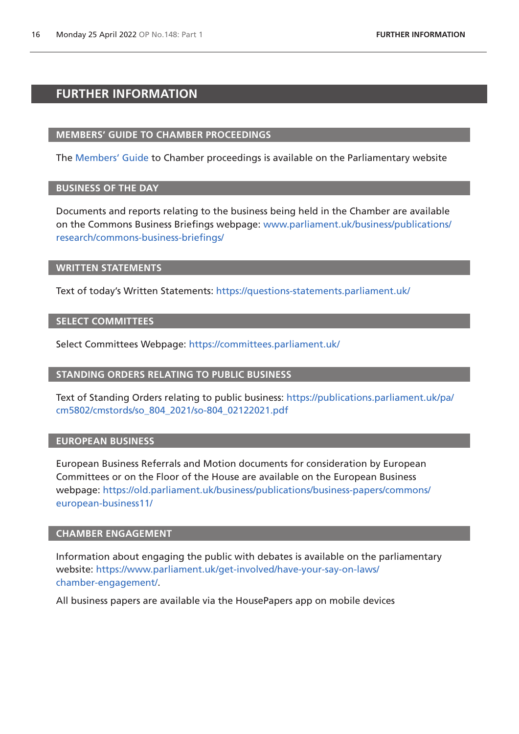# FURTHER INFORMATION

## MEMBERS' GUIDE TO CHAMBER PROCEEDINGS

The Members' Guide to Chamber proceedings is available on the Parliamentary website

## BUSINESS OF THE DAY

Documents and reports relating to the business being held in the Chamber are available on the Commons Business Briefings webpage: www.parliament.uk/business/publications/research/commons-business-briefings/

## WRITTEN STATEMENTS

Text of today's Written Statements: https://questions-statements.parliament.uk/

## SELECT COMMITTEES

Select Committees Webpage: https://committees.parliament.uk/

## STANDING ORDERS RELATING TO PUBLIC BUSINESS

Text of Standing Orders relating to public business: https://publications.parliament.uk/pa/cm5802/cmstords/so_804_2021/so-804_02122021.pdf

## EUROPEAN BUSINESS

European Business Referrals and Motion documents for consideration by European Committees or on the Floor of the House are available on the European Business webpage: https://old.parliament.uk/business/publications/business-papers/commons/european-business11/

## CHAMBER ENGAGEMENT

Information about engaging the public with debates is available on the parliamentary website: https://www.parliament.uk/get-involved/have-your-say-on-laws/chamber-engagement/.

All business papers are available via the HousePapers app on mobile devices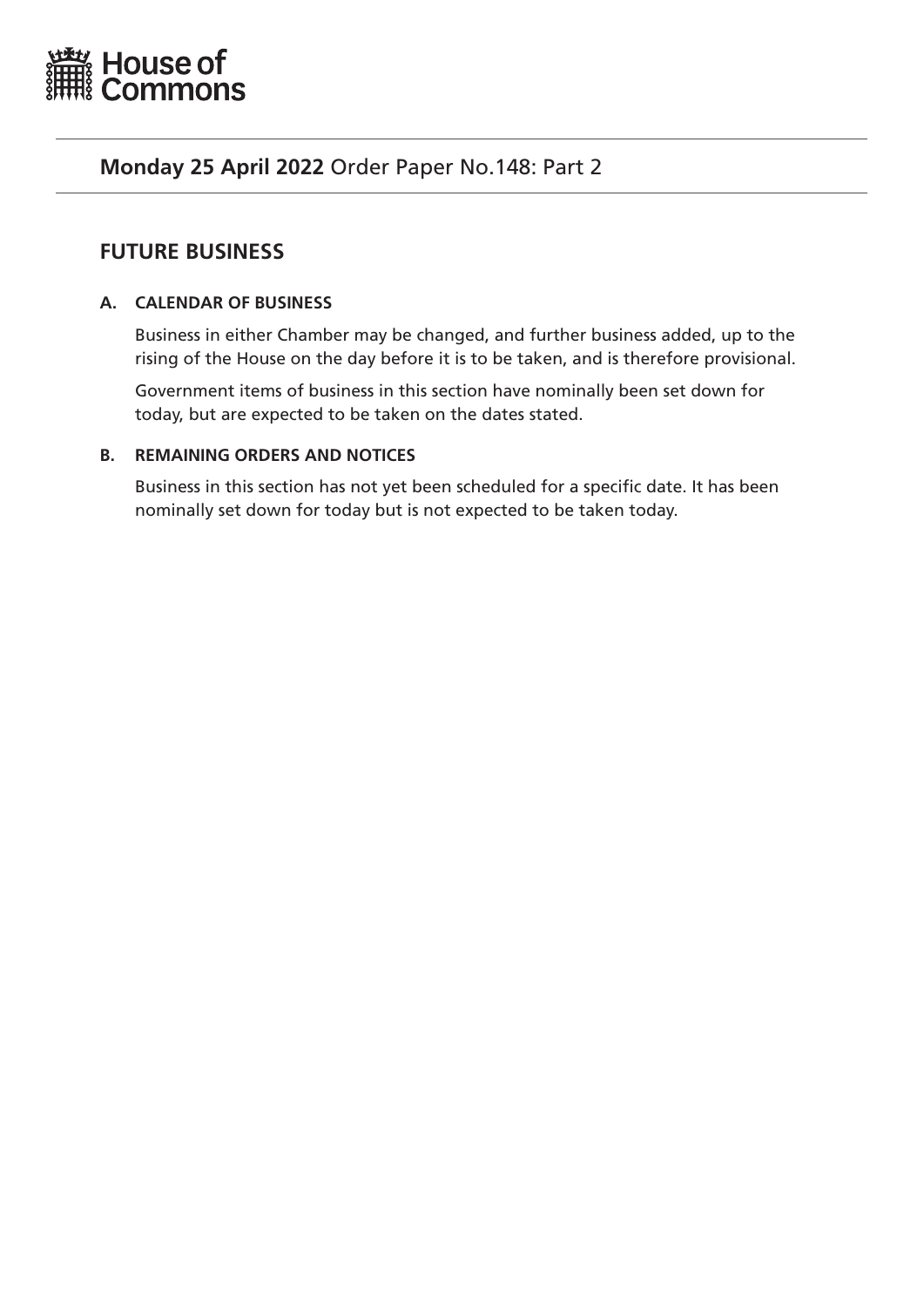House of Commons

**Monday 25 April 2022** Order Paper No.148: Part 2

## FUTURE BUSINESS

### A. CALENDAR OF BUSINESS

Business in either Chamber may be changed, and further business added, up to the rising of the House on the day before it is to be taken, and is therefore provisional.

Government items of business in this section have nominally been set down for today, but are expected to be taken on the dates stated.

### B. REMAINING ORDERS AND NOTICES

Business in this section has not yet been scheduled for a specific date. It has been nominally set down for today but is not expected to be taken today.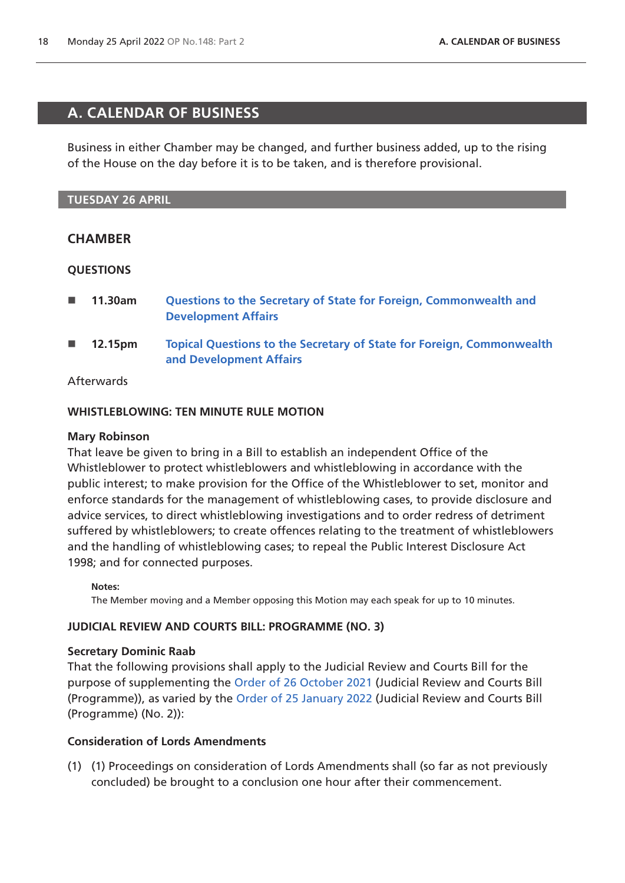# A. CALENDAR OF BUSINESS

Business in either Chamber may be changed, and further business added, up to the rising of the House on the day before it is to be taken, and is therefore provisional.

## TUESDAY 26 APRIL

### CHAMBER

#### QUESTIONS

- **11.30am** **Questions to the Secretary of State for Foreign, Commonwealth and Development Affairs**
- **12.15pm** **Topical Questions to the Secretary of State for Foreign, Commonwealth and Development Affairs**

Afterwards

#### WHISTLEBLOWING: TEN MINUTE RULE MOTION

**Mary Robinson**
That leave be given to bring in a Bill to establish an independent Office of the Whistleblower to protect whistleblowers and whistleblowing in accordance with the public interest; to make provision for the Office of the Whistleblower to set, monitor and enforce standards for the management of whistleblowing cases, to provide disclosure and advice services, to direct whistleblowing investigations and to order redress of detriment suffered by whistleblowers; to create offences relating to the treatment of whistleblowers and the handling of whistleblowing cases; to repeal the Public Interest Disclosure Act 1998; and for connected purposes.

**Notes:**
The Member moving and a Member opposing this Motion may each speak for up to 10 minutes.

#### JUDICIAL REVIEW AND COURTS BILL: PROGRAMME (NO. 3)

**Secretary Dominic Raab**
That the following provisions shall apply to the Judicial Review and Courts Bill for the purpose of supplementing the Order of 26 October 2021 (Judicial Review and Courts Bill (Programme)), as varied by the Order of 25 January 2022 (Judicial Review and Courts Bill (Programme) (No. 2)):

**Consideration of Lords Amendments**

(1) (1) Proceedings on consideration of Lords Amendments shall (so far as not previously concluded) be brought to a conclusion one hour after their commencement.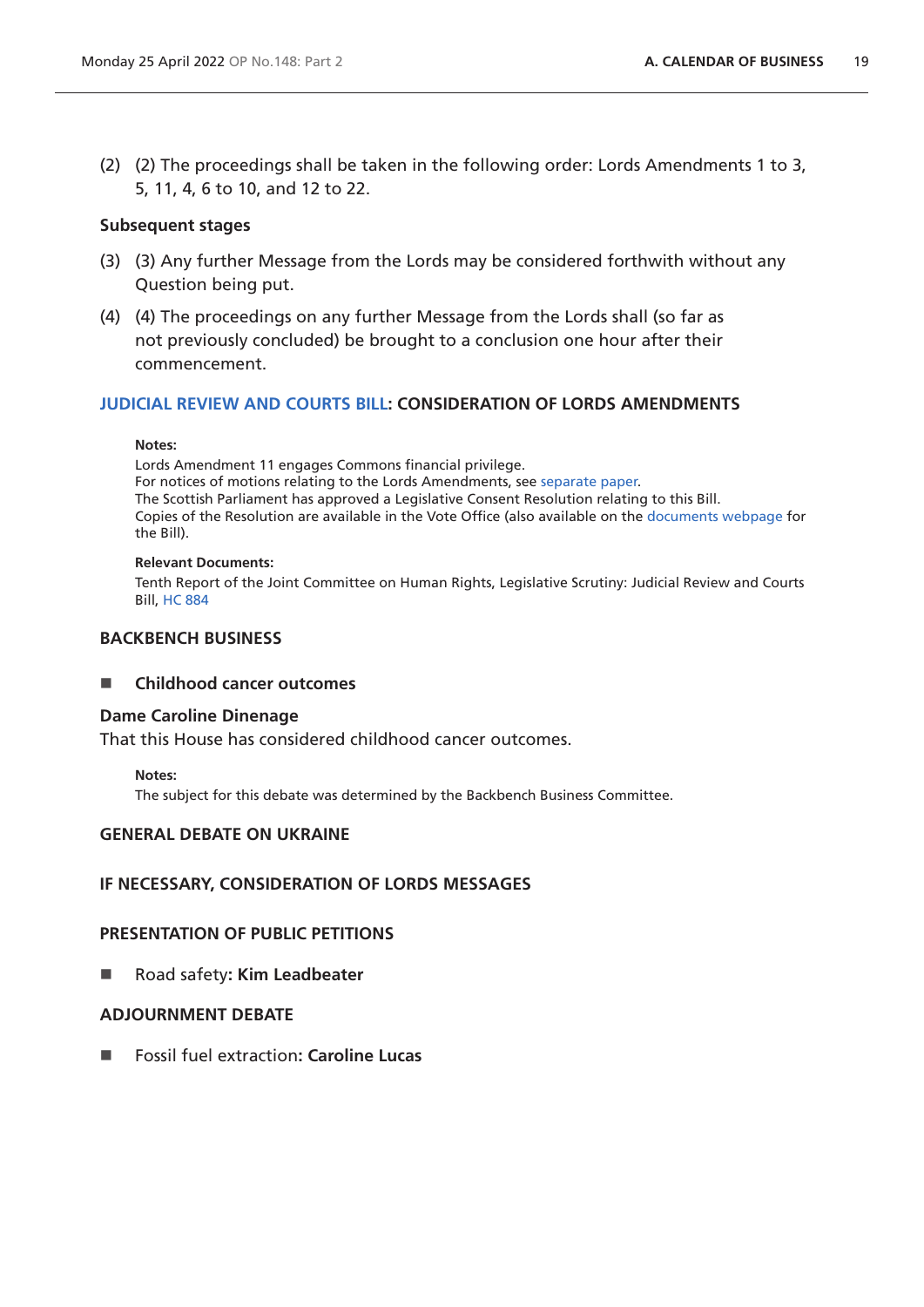(2) (2) The proceedings shall be taken in the following order: Lords Amendments 1 to 3, 5, 11, 4, 6 to 10, and 12 to 22.

**Subsequent stages**

(3) (3) Any further Message from the Lords may be considered forthwith without any Question being put.

(4) (4) The proceedings on any further Message from the Lords shall (so far as not previously concluded) be brought to a conclusion one hour after their commencement.

## JUDICIAL REVIEW AND COURTS BILL: CONSIDERATION OF LORDS AMENDMENTS

**Notes:**

Lords Amendment 11 engages Commons financial privilege.
For notices of motions relating to the Lords Amendments, see separate paper.
The Scottish Parliament has approved a Legislative Consent Resolution relating to this Bill.
Copies of the Resolution are available in the Vote Office (also available on the documents webpage for the Bill).

**Relevant Documents:**

Tenth Report of the Joint Committee on Human Rights, Legislative Scrutiny: Judicial Review and Courts Bill, HC 884

## BACKBENCH BUSINESS

- **Childhood cancer outcomes**

**Dame Caroline Dinenage**
That this House has considered childhood cancer outcomes.

**Notes:**

The subject for this debate was determined by the Backbench Business Committee.

## GENERAL DEBATE ON UKRAINE

## IF NECESSARY, CONSIDERATION OF LORDS MESSAGES

## PRESENTATION OF PUBLIC PETITIONS

- Road safety: **Kim Leadbeater**

## ADJOURNMENT DEBATE

- Fossil fuel extraction: **Caroline Lucas**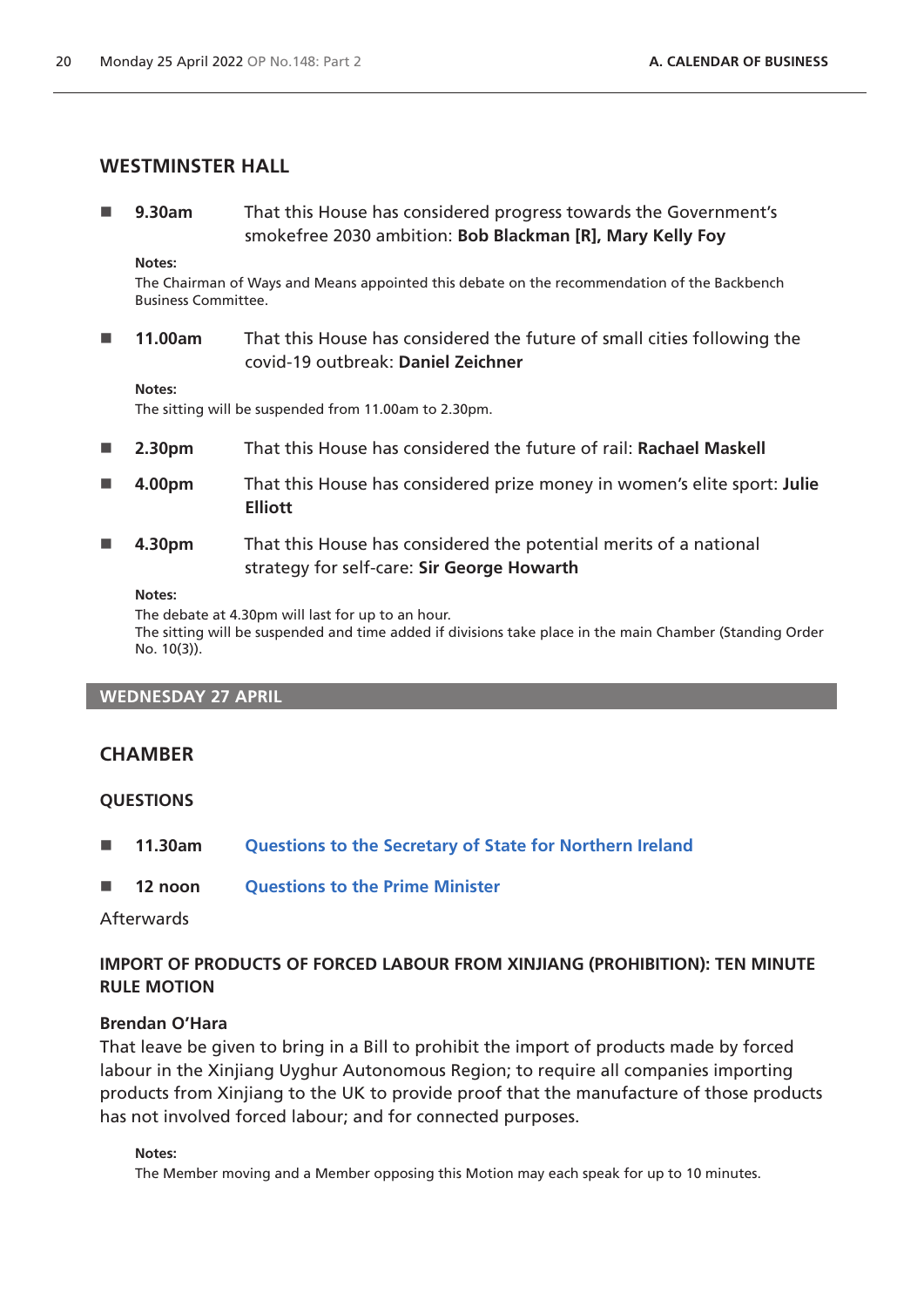## WESTMINSTER HALL

- **9.30am** That this House has considered progress towards the Government's smokefree 2030 ambition: **Bob Blackman [R], Mary Kelly Foy**

  **Notes:**
  The Chairman of Ways and Means appointed this debate on the recommendation of the Backbench Business Committee.

- **11.00am** That this House has considered the future of small cities following the covid-19 outbreak: **Daniel Zeichner**

  **Notes:**
  The sitting will be suspended from 11.00am to 2.30pm.

- **2.30pm** That this House has considered the future of rail: **Rachael Maskell**

- **4.00pm** That this House has considered prize money in women's elite sport: **Julie Elliott**

- **4.30pm** That this House has considered the potential merits of a national strategy for self-care: **Sir George Howarth**

  **Notes:**
  The debate at 4.30pm will last for up to an hour.
  The sitting will be suspended and time added if divisions take place in the main Chamber (Standing Order No. 10(3)).

# WEDNESDAY 27 APRIL

## CHAMBER

### QUESTIONS

- **11.30am** Questions to the Secretary of State for Northern Ireland

- **12 noon** Questions to the Prime Minister

Afterwards

### IMPORT OF PRODUCTS OF FORCED LABOUR FROM XINJIANG (PROHIBITION): TEN MINUTE RULE MOTION

**Brendan O'Hara**

That leave be given to bring in a Bill to prohibit the import of products made by forced labour in the Xinjiang Uyghur Autonomous Region; to require all companies importing products from Xinjiang to the UK to provide proof that the manufacture of those products has not involved forced labour; and for connected purposes.

**Notes:**
The Member moving and a Member opposing this Motion may each speak for up to 10 minutes.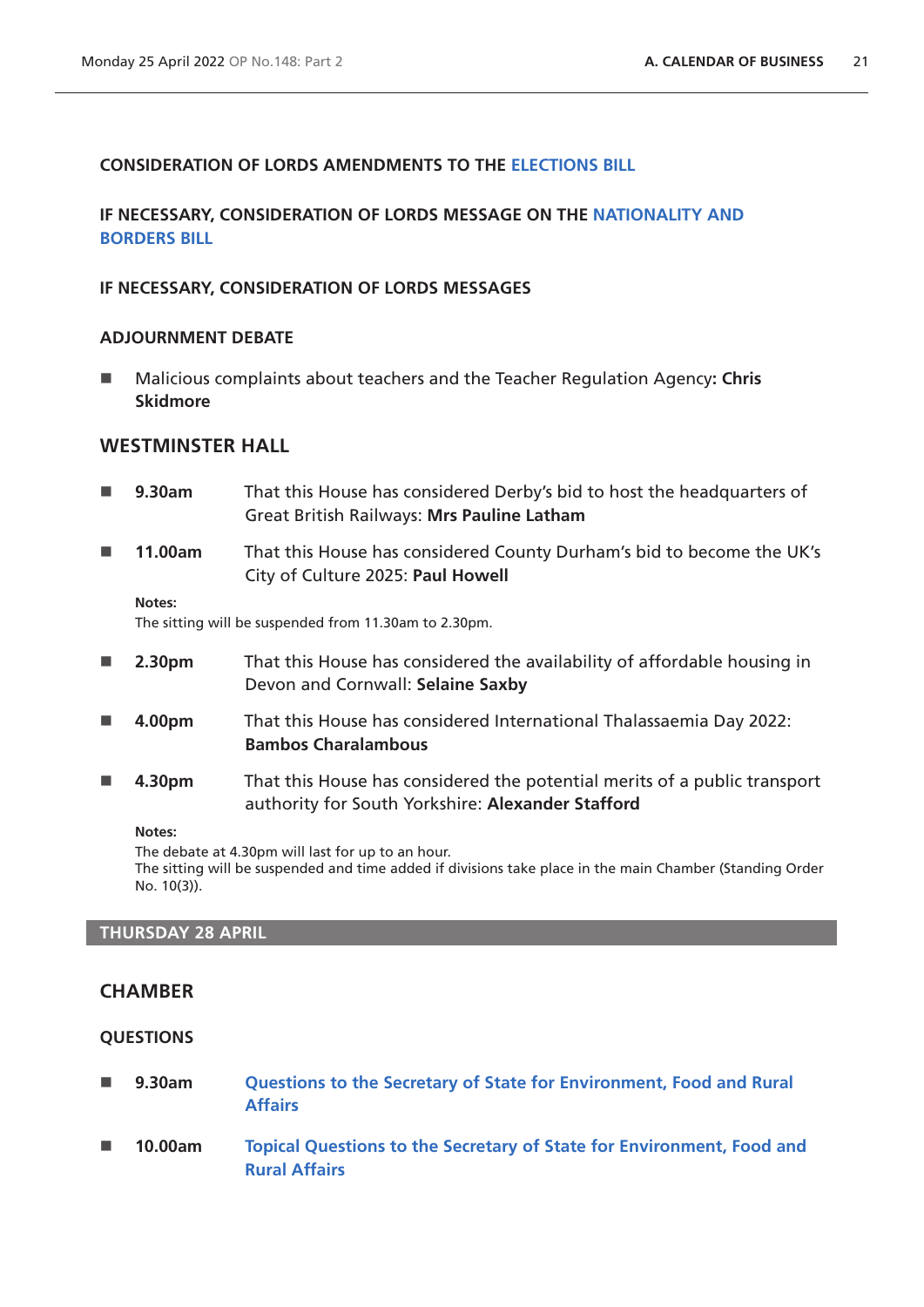### CONSIDERATION OF LORDS AMENDMENTS TO THE ELECTIONS BILL

### IF NECESSARY, CONSIDERATION OF LORDS MESSAGE ON THE NATIONALITY AND BORDERS BILL

### IF NECESSARY, CONSIDERATION OF LORDS MESSAGES

### ADJOURNMENT DEBATE

- Malicious complaints about teachers and the Teacher Regulation Agency: **Chris Skidmore**

## WESTMINSTER HALL

- **9.30am** That this House has considered Derby's bid to host the headquarters of Great British Railways: **Mrs Pauline Latham**
- **11.00am** That this House has considered County Durham's bid to become the UK's City of Culture 2025: **Paul Howell**

**Notes:**
The sitting will be suspended from 11.30am to 2.30pm.

- **2.30pm** That this House has considered the availability of affordable housing in Devon and Cornwall: **Selaine Saxby**
- **4.00pm** That this House has considered International Thalassaemia Day 2022: **Bambos Charalambous**
- **4.30pm** That this House has considered the potential merits of a public transport authority for South Yorkshire: **Alexander Stafford**

**Notes:**
The debate at 4.30pm will last for up to an hour.
The sitting will be suspended and time added if divisions take place in the main Chamber (Standing Order No. 10(3)).

## THURSDAY 28 APRIL

## CHAMBER

### QUESTIONS

- **9.30am** Questions to the Secretary of State for Environment, Food and Rural Affairs
- **10.00am** Topical Questions to the Secretary of State for Environment, Food and Rural Affairs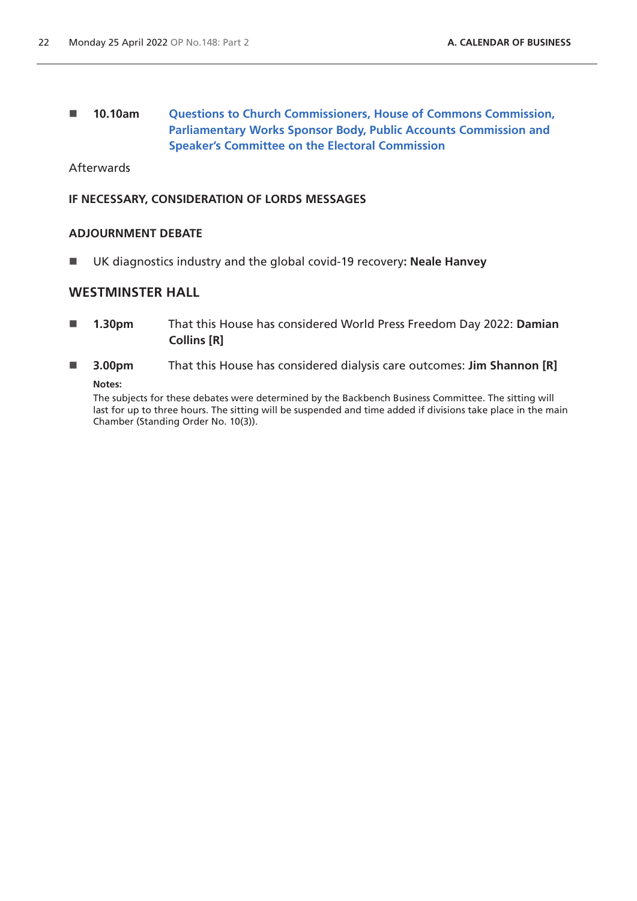- **10.10am** **Questions to Church Commissioners, House of Commons Commission, Parliamentary Works Sponsor Body, Public Accounts Commission and Speaker's Committee on the Electoral Commission**

Afterwards

**IF NECESSARY, CONSIDERATION OF LORDS MESSAGES**

**ADJOURNMENT DEBATE**

- UK diagnostics industry and the global covid-19 recovery**: Neale Hanvey**

## WESTMINSTER HALL

- **1.30pm** That this House has considered World Press Freedom Day 2022: **Damian Collins [R]**
- **3.00pm** That this House has considered dialysis care outcomes: **Jim Shannon [R]**

**Notes:**

The subjects for these debates were determined by the Backbench Business Committee. The sitting will last for up to three hours. The sitting will be suspended and time added if divisions take place in the main Chamber (Standing Order No. 10(3)).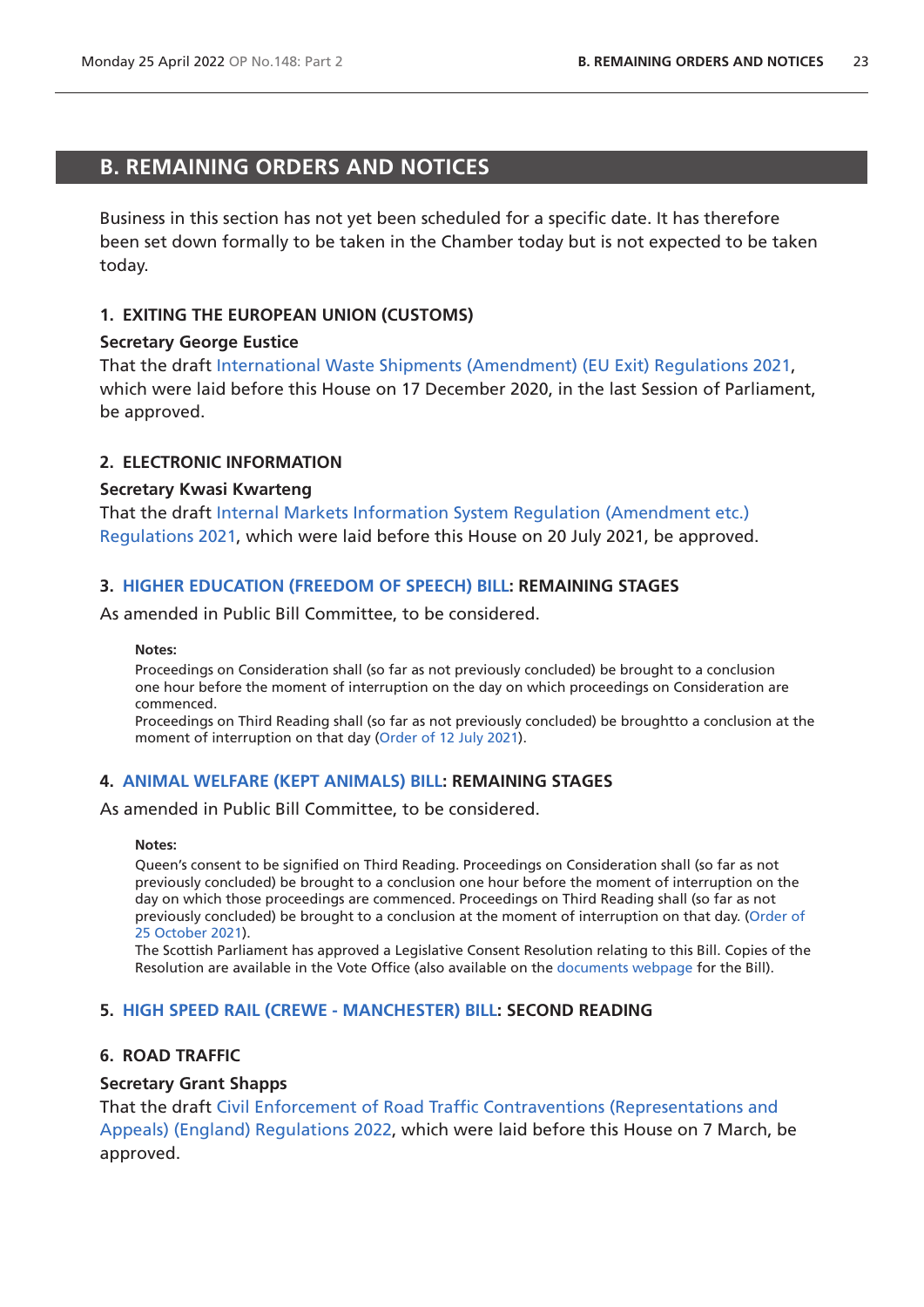## B. REMAINING ORDERS AND NOTICES

Business in this section has not yet been scheduled for a specific date. It has therefore been set down formally to be taken in the Chamber today but is not expected to be taken today.

### 1. EXITING THE EUROPEAN UNION (CUSTOMS)

**Secretary George Eustice**

That the draft International Waste Shipments (Amendment) (EU Exit) Regulations 2021, which were laid before this House on 17 December 2020, in the last Session of Parliament, be approved.

### 2. ELECTRONIC INFORMATION

**Secretary Kwasi Kwarteng**

That the draft Internal Markets Information System Regulation (Amendment etc.) Regulations 2021, which were laid before this House on 20 July 2021, be approved.

### 3. HIGHER EDUCATION (FREEDOM OF SPEECH) BILL: REMAINING STAGES

As amended in Public Bill Committee, to be considered.

**Notes:**

Proceedings on Consideration shall (so far as not previously concluded) be brought to a conclusion one hour before the moment of interruption on the day on which proceedings on Consideration are commenced.

Proceedings on Third Reading shall (so far as not previously concluded) be broughtto a conclusion at the moment of interruption on that day (Order of 12 July 2021).

### 4. ANIMAL WELFARE (KEPT ANIMALS) BILL: REMAINING STAGES

As amended in Public Bill Committee, to be considered.

**Notes:**

Queen's consent to be signified on Third Reading. Proceedings on Consideration shall (so far as not previously concluded) be brought to a conclusion one hour before the moment of interruption on the day on which those proceedings are commenced. Proceedings on Third Reading shall (so far as not previously concluded) be brought to a conclusion at the moment of interruption on that day. (Order of 25 October 2021).

The Scottish Parliament has approved a Legislative Consent Resolution relating to this Bill. Copies of the Resolution are available in the Vote Office (also available on the documents webpage for the Bill).

### 5. HIGH SPEED RAIL (CREWE - MANCHESTER) BILL: SECOND READING

### 6. ROAD TRAFFIC

**Secretary Grant Shapps**

That the draft Civil Enforcement of Road Traffic Contraventions (Representations and Appeals) (England) Regulations 2022, which were laid before this House on 7 March, be approved.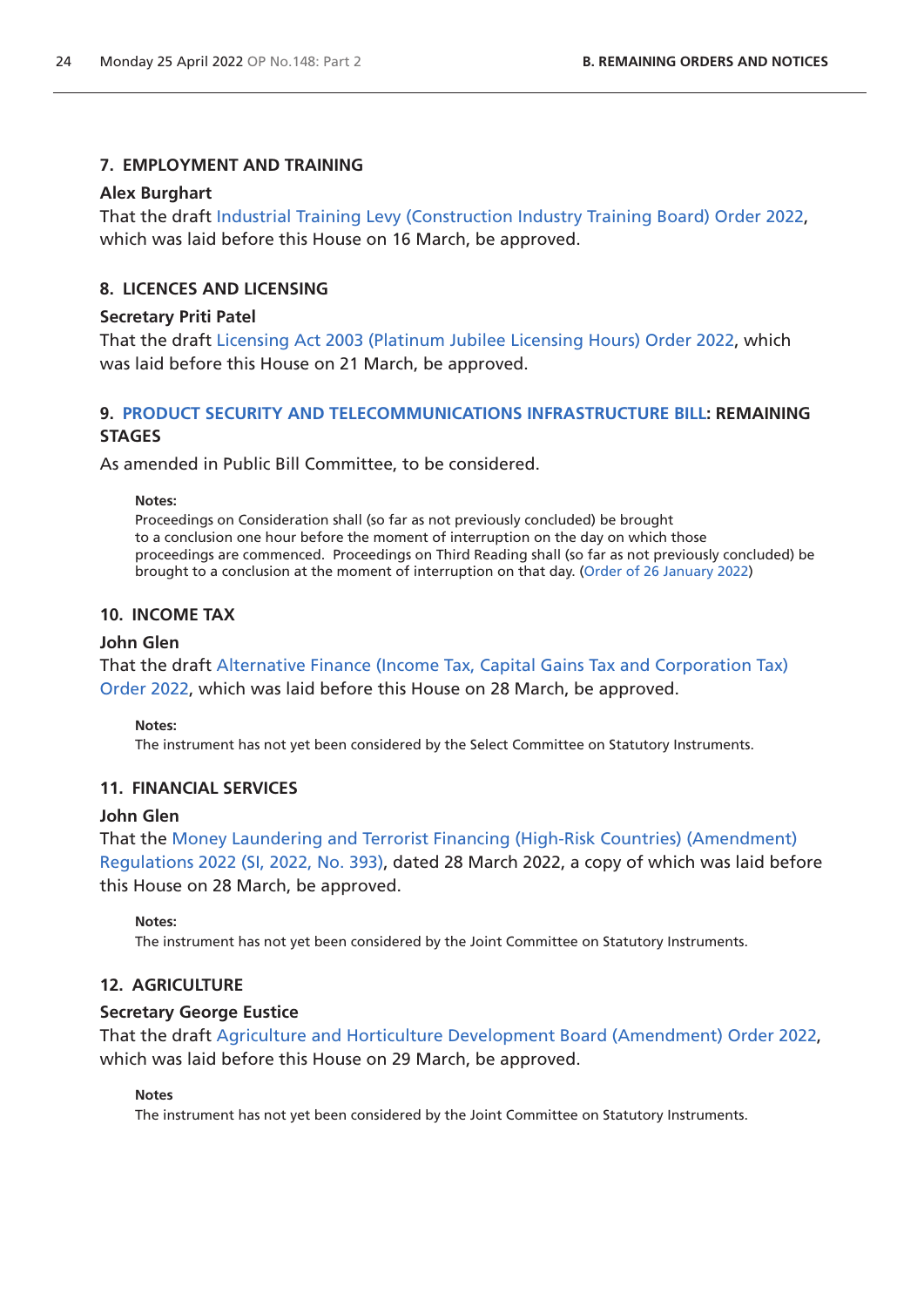### 7. EMPLOYMENT AND TRAINING

**Alex Burghart**

That the draft Industrial Training Levy (Construction Industry Training Board) Order 2022, which was laid before this House on 16 March, be approved.

### 8. LICENCES AND LICENSING

**Secretary Priti Patel**

That the draft Licensing Act 2003 (Platinum Jubilee Licensing Hours) Order 2022, which was laid before this House on 21 March, be approved.

### 9. PRODUCT SECURITY AND TELECOMMUNICATIONS INFRASTRUCTURE BILL: REMAINING STAGES

As amended in Public Bill Committee, to be considered.

**Notes:**

Proceedings on Consideration shall (so far as not previously concluded) be brought to a conclusion one hour before the moment of interruption on the day on which those proceedings are commenced. Proceedings on Third Reading shall (so far as not previously concluded) be brought to a conclusion at the moment of interruption on that day. (Order of 26 January 2022)

### 10. INCOME TAX

**John Glen**

That the draft Alternative Finance (Income Tax, Capital Gains Tax and Corporation Tax) Order 2022, which was laid before this House on 28 March, be approved.

**Notes:**

The instrument has not yet been considered by the Select Committee on Statutory Instruments.

### 11. FINANCIAL SERVICES

**John Glen**

That the Money Laundering and Terrorist Financing (High-Risk Countries) (Amendment) Regulations 2022 (SI, 2022, No. 393), dated 28 March 2022, a copy of which was laid before this House on 28 March, be approved.

**Notes:**

The instrument has not yet been considered by the Joint Committee on Statutory Instruments.

### 12. AGRICULTURE

**Secretary George Eustice**

That the draft Agriculture and Horticulture Development Board (Amendment) Order 2022, which was laid before this House on 29 March, be approved.

**Notes**

The instrument has not yet been considered by the Joint Committee on Statutory Instruments.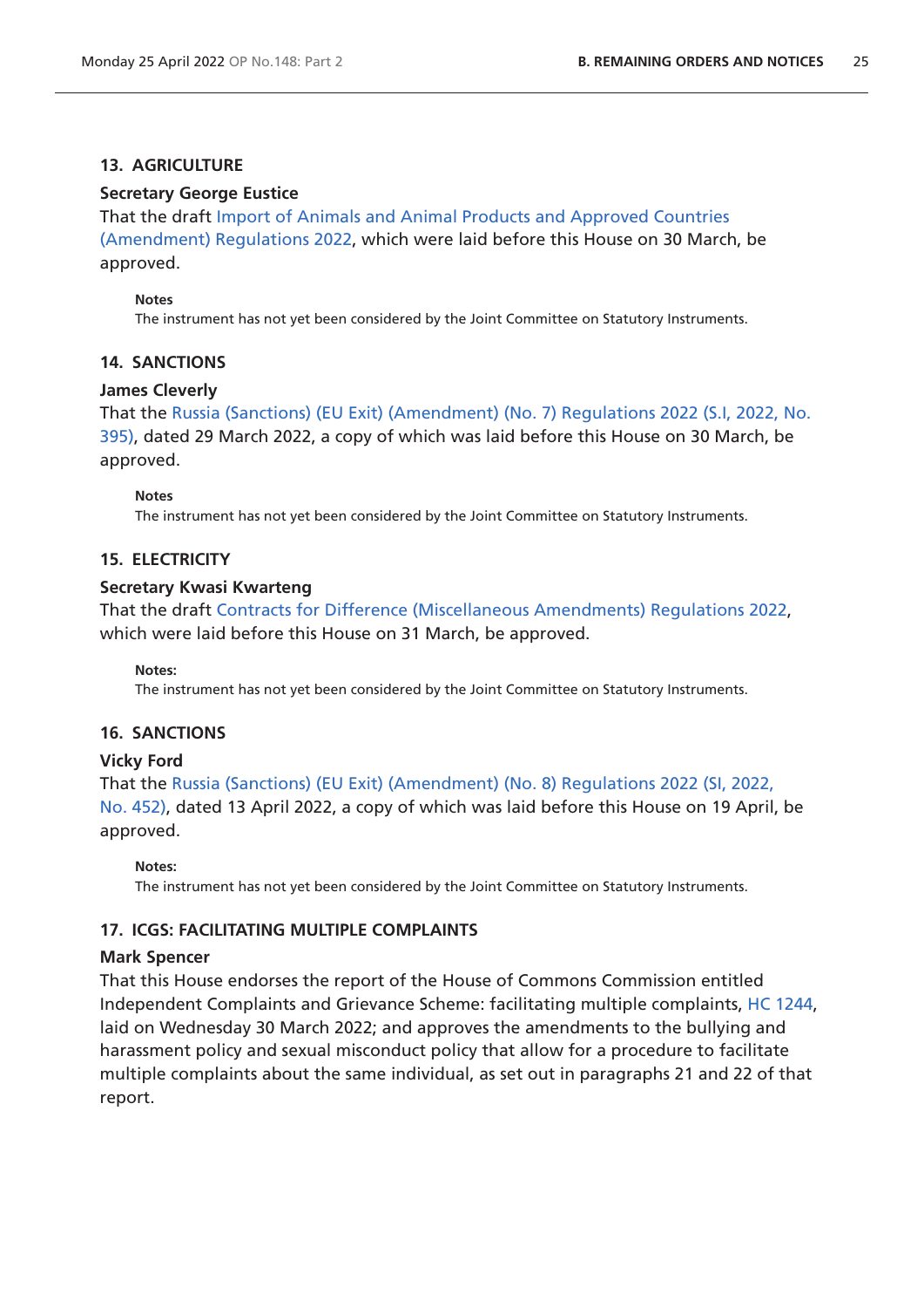### 13. AGRICULTURE

**Secretary George Eustice**

That the draft Import of Animals and Animal Products and Approved Countries (Amendment) Regulations 2022, which were laid before this House on 30 March, be approved.

**Notes**

The instrument has not yet been considered by the Joint Committee on Statutory Instruments.

### 14. SANCTIONS

**James Cleverly**

That the Russia (Sanctions) (EU Exit) (Amendment) (No. 7) Regulations 2022 (S.I, 2022, No. 395), dated 29 March 2022, a copy of which was laid before this House on 30 March, be approved.

**Notes**

The instrument has not yet been considered by the Joint Committee on Statutory Instruments.

### 15. ELECTRICITY

**Secretary Kwasi Kwarteng**

That the draft Contracts for Difference (Miscellaneous Amendments) Regulations 2022, which were laid before this House on 31 March, be approved.

**Notes:**

The instrument has not yet been considered by the Joint Committee on Statutory Instruments.

### 16. SANCTIONS

**Vicky Ford**

That the Russia (Sanctions) (EU Exit) (Amendment) (No. 8) Regulations 2022 (SI, 2022, No. 452), dated 13 April 2022, a copy of which was laid before this House on 19 April, be approved.

**Notes:**

The instrument has not yet been considered by the Joint Committee on Statutory Instruments.

### 17. ICGS: FACILITATING MULTIPLE COMPLAINTS

**Mark Spencer**

That this House endorses the report of the House of Commons Commission entitled Independent Complaints and Grievance Scheme: facilitating multiple complaints, HC 1244, laid on Wednesday 30 March 2022; and approves the amendments to the bullying and harassment policy and sexual misconduct policy that allow for a procedure to facilitate multiple complaints about the same individual, as set out in paragraphs 21 and 22 of that report.